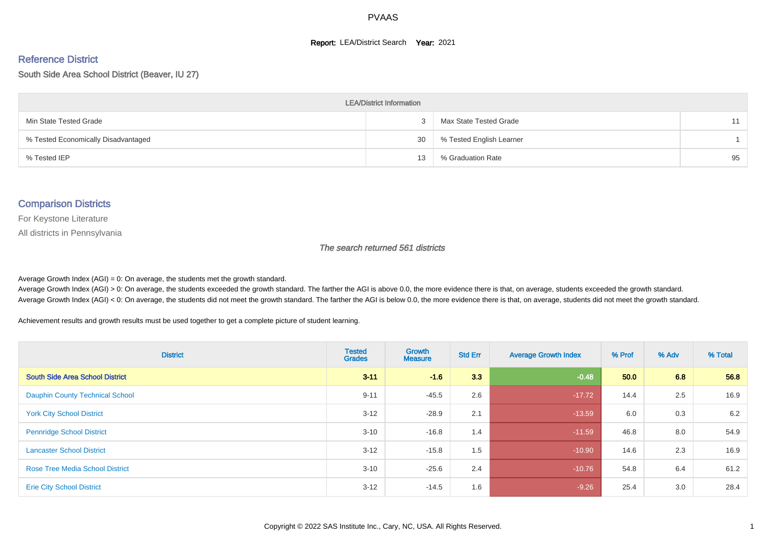PVAAS

**Report:** LEA/District Search **Year:** 2021

## Reference District

South Side Area School District (Beaver, IU 27)

| LEA/District Information | | | |
|---|---|---|---|
| Min State Tested Grade | 3 | Max State Tested Grade | 11 |
| % Tested Economically Disadvantaged | 30 | % Tested English Learner | 1 |
| % Tested IEP | 13 | % Graduation Rate | 95 |

## Comparison Districts

For Keystone Literature

All districts in Pennsylvania

*The search returned 561 districts*

Average Growth Index (AGI) = 0: On average, the students met the growth standard.

Average Growth Index (AGI) > 0: On average, the students exceeded the growth standard. The farther the AGI is above 0.0, the more evidence there is that, on average, students exceeded the growth standard.

Average Growth Index (AGI) < 0: On average, the students did not meet the growth standard. The farther the AGI is below 0.0, the more evidence there is that, on average, students did not meet the growth standard.

Achievement results and growth results must be used together to get a complete picture of student learning.

| District | Tested Grades | Growth Measure | Std Err | Average Growth Index | % Prof | % Adv | % Total |
|---|---|---|---|---|---|---|---|
| **South Side Area School District** | **3-11** | **-1.6** | **3.3** | **-0.48** | **50.0** | **6.8** | **56.8** |
| Dauphin County Technical School | 9-11 | -45.5 | 2.6 | -17.72 | 14.4 | 2.5 | 16.9 |
| York City School District | 3-12 | -28.9 | 2.1 | -13.59 | 6.0 | 0.3 | 6.2 |
| Pennridge School District | 3-10 | -16.8 | 1.4 | -11.59 | 46.8 | 8.0 | 54.9 |
| Lancaster School District | 3-12 | -15.8 | 1.5 | -10.90 | 14.6 | 2.3 | 16.9 |
| Rose Tree Media School District | 3-10 | -25.6 | 2.4 | -10.76 | 54.8 | 6.4 | 61.2 |
| Erie City School District | 3-12 | -14.5 | 1.6 | -9.26 | 25.4 | 3.0 | 28.4 |

Copyright © 2022 SAS Institute Inc., Cary, NC, USA. All Rights Reserved.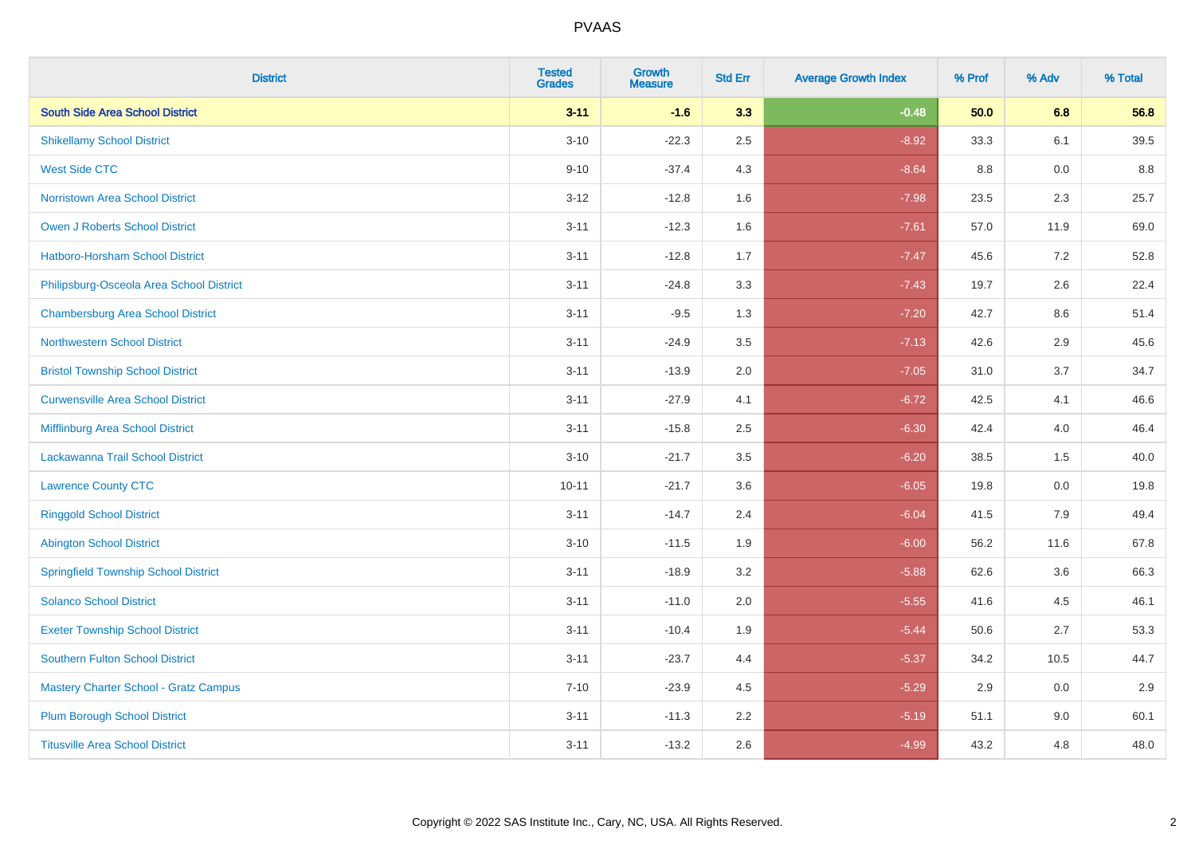| District | Tested Grades | Growth Measure | Std Err | Average Growth Index | % Prof | % Adv | % Total |
|---|---|---|---|---|---|---|---|
| **South Side Area School District** | **3-11** | **-1.6** | **3.3** | **-0.48** | **50.0** | **6.8** | **56.8** |
| Shikellamy School District | 3-10 | -22.3 | 2.5 | -8.92 | 33.3 | 6.1 | 39.5 |
| West Side CTC | 9-10 | -37.4 | 4.3 | -8.64 | 8.8 | 0.0 | 8.8 |
| Norristown Area School District | 3-12 | -12.8 | 1.6 | -7.98 | 23.5 | 2.3 | 25.7 |
| Owen J Roberts School District | 3-11 | -12.3 | 1.6 | -7.61 | 57.0 | 11.9 | 69.0 |
| Hatboro-Horsham School District | 3-11 | -12.8 | 1.7 | -7.47 | 45.6 | 7.2 | 52.8 |
| Philipsburg-Osceola Area School District | 3-11 | -24.8 | 3.3 | -7.43 | 19.7 | 2.6 | 22.4 |
| Chambersburg Area School District | 3-11 | -9.5 | 1.3 | -7.20 | 42.7 | 8.6 | 51.4 |
| Northwestern School District | 3-11 | -24.9 | 3.5 | -7.13 | 42.6 | 2.9 | 45.6 |
| Bristol Township School District | 3-11 | -13.9 | 2.0 | -7.05 | 31.0 | 3.7 | 34.7 |
| Curwensville Area School District | 3-11 | -27.9 | 4.1 | -6.72 | 42.5 | 4.1 | 46.6 |
| Mifflinburg Area School District | 3-11 | -15.8 | 2.5 | -6.30 | 42.4 | 4.0 | 46.4 |
| Lackawanna Trail School District | 3-10 | -21.7 | 3.5 | -6.20 | 38.5 | 1.5 | 40.0 |
| Lawrence County CTC | 10-11 | -21.7 | 3.6 | -6.05 | 19.8 | 0.0 | 19.8 |
| Ringgold School District | 3-11 | -14.7 | 2.4 | -6.04 | 41.5 | 7.9 | 49.4 |
| Abington School District | 3-10 | -11.5 | 1.9 | -6.00 | 56.2 | 11.6 | 67.8 |
| Springfield Township School District | 3-11 | -18.9 | 3.2 | -5.88 | 62.6 | 3.6 | 66.3 |
| Solanco School District | 3-11 | -11.0 | 2.0 | -5.55 | 41.6 | 4.5 | 46.1 |
| Exeter Township School District | 3-11 | -10.4 | 1.9 | -5.44 | 50.6 | 2.7 | 53.3 |
| Southern Fulton School District | 3-11 | -23.7 | 4.4 | -5.37 | 34.2 | 10.5 | 44.7 |
| Mastery Charter School - Gratz Campus | 7-10 | -23.9 | 4.5 | -5.29 | 2.9 | 0.0 | 2.9 |
| Plum Borough School District | 3-11 | -11.3 | 2.2 | -5.19 | 51.1 | 9.0 | 60.1 |
| Titusville Area School District | 3-11 | -13.2 | 2.6 | -4.99 | 43.2 | 4.8 | 48.0 |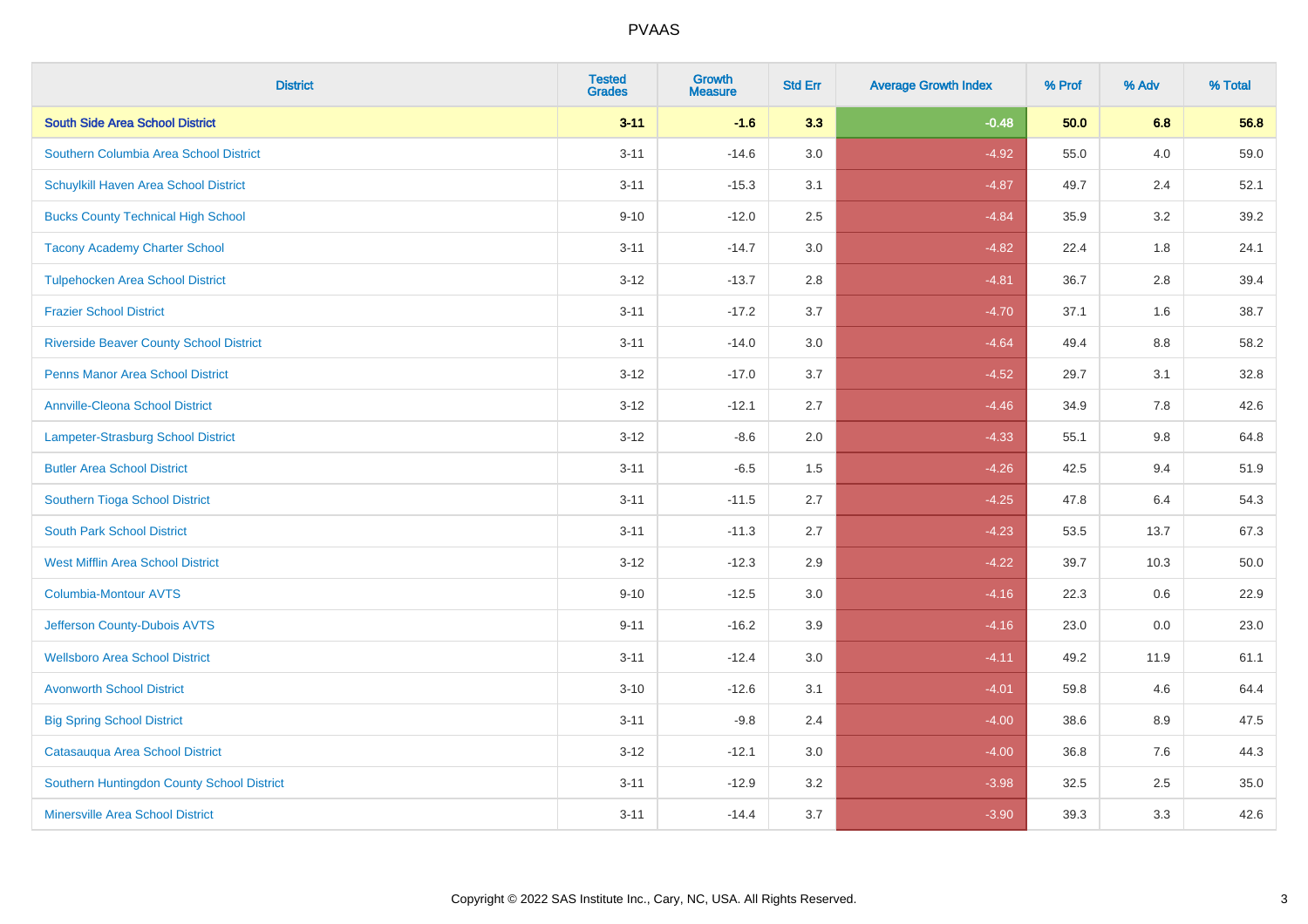PVAAS

| District | Tested Grades | Growth Measure | Std Err | Average Growth Index | % Prof | % Adv | % Total |
|---|---|---|---|---|---|---|---|
| **South Side Area School District** | **3-11** | **-1.6** | **3.3** | **-0.48** | **50.0** | **6.8** | **56.8** |
| Southern Columbia Area School District | 3-11 | -14.6 | 3.0 | -4.92 | 55.0 | 4.0 | 59.0 |
| Schuylkill Haven Area School District | 3-11 | -15.3 | 3.1 | -4.87 | 49.7 | 2.4 | 52.1 |
| Bucks County Technical High School | 9-10 | -12.0 | 2.5 | -4.84 | 35.9 | 3.2 | 39.2 |
| Tacony Academy Charter School | 3-11 | -14.7 | 3.0 | -4.82 | 22.4 | 1.8 | 24.1 |
| Tulpehocken Area School District | 3-12 | -13.7 | 2.8 | -4.81 | 36.7 | 2.8 | 39.4 |
| Frazier School District | 3-11 | -17.2 | 3.7 | -4.70 | 37.1 | 1.6 | 38.7 |
| Riverside Beaver County School District | 3-11 | -14.0 | 3.0 | -4.64 | 49.4 | 8.8 | 58.2 |
| Penns Manor Area School District | 3-12 | -17.0 | 3.7 | -4.52 | 29.7 | 3.1 | 32.8 |
| Annville-Cleona School District | 3-12 | -12.1 | 2.7 | -4.46 | 34.9 | 7.8 | 42.6 |
| Lampeter-Strasburg School District | 3-12 | -8.6 | 2.0 | -4.33 | 55.1 | 9.8 | 64.8 |
| Butler Area School District | 3-11 | -6.5 | 1.5 | -4.26 | 42.5 | 9.4 | 51.9 |
| Southern Tioga School District | 3-11 | -11.5 | 2.7 | -4.25 | 47.8 | 6.4 | 54.3 |
| South Park School District | 3-11 | -11.3 | 2.7 | -4.23 | 53.5 | 13.7 | 67.3 |
| West Mifflin Area School District | 3-12 | -12.3 | 2.9 | -4.22 | 39.7 | 10.3 | 50.0 |
| Columbia-Montour AVTS | 9-10 | -12.5 | 3.0 | -4.16 | 22.3 | 0.6 | 22.9 |
| Jefferson County-Dubois AVTS | 9-11 | -16.2 | 3.9 | -4.16 | 23.0 | 0.0 | 23.0 |
| Wellsboro Area School District | 3-11 | -12.4 | 3.0 | -4.11 | 49.2 | 11.9 | 61.1 |
| Avonworth School District | 3-10 | -12.6 | 3.1 | -4.01 | 59.8 | 4.6 | 64.4 |
| Big Spring School District | 3-11 | -9.8 | 2.4 | -4.00 | 38.6 | 8.9 | 47.5 |
| Catasauqua Area School District | 3-12 | -12.1 | 3.0 | -4.00 | 36.8 | 7.6 | 44.3 |
| Southern Huntingdon County School District | 3-11 | -12.9 | 3.2 | -3.98 | 32.5 | 2.5 | 35.0 |
| Minersville Area School District | 3-11 | -14.4 | 3.7 | -3.90 | 39.3 | 3.3 | 42.6 |

Copyright © 2022 SAS Institute Inc., Cary, NC, USA. All Rights Reserved.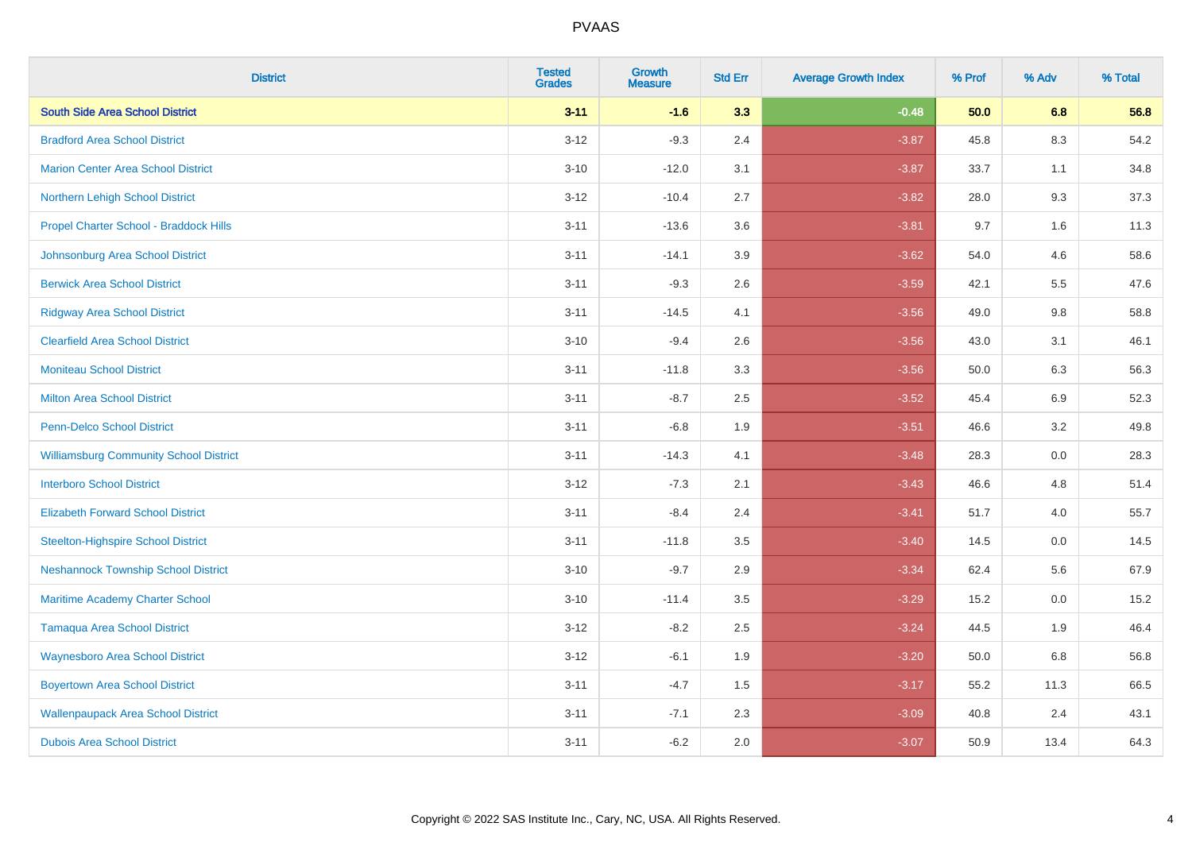# PVAAS

| District | Tested Grades | Growth Measure | Std Err | Average Growth Index | % Prof | % Adv | % Total |
|---|---|---|---|---|---|---|---|
| **South Side Area School District** | **3-11** | **-1.6** | **3.3** | **-0.48** | **50.0** | **6.8** | **56.8** |
| Bradford Area School District | 3-12 | -9.3 | 2.4 | -3.87 | 45.8 | 8.3 | 54.2 |
| Marion Center Area School District | 3-10 | -12.0 | 3.1 | -3.87 | 33.7 | 1.1 | 34.8 |
| Northern Lehigh School District | 3-12 | -10.4 | 2.7 | -3.82 | 28.0 | 9.3 | 37.3 |
| Propel Charter School - Braddock Hills | 3-11 | -13.6 | 3.6 | -3.81 | 9.7 | 1.6 | 11.3 |
| Johnsonburg Area School District | 3-11 | -14.1 | 3.9 | -3.62 | 54.0 | 4.6 | 58.6 |
| Berwick Area School District | 3-11 | -9.3 | 2.6 | -3.59 | 42.1 | 5.5 | 47.6 |
| Ridgway Area School District | 3-11 | -14.5 | 4.1 | -3.56 | 49.0 | 9.8 | 58.8 |
| Clearfield Area School District | 3-10 | -9.4 | 2.6 | -3.56 | 43.0 | 3.1 | 46.1 |
| Moniteau School District | 3-11 | -11.8 | 3.3 | -3.56 | 50.0 | 6.3 | 56.3 |
| Milton Area School District | 3-11 | -8.7 | 2.5 | -3.52 | 45.4 | 6.9 | 52.3 |
| Penn-Delco School District | 3-11 | -6.8 | 1.9 | -3.51 | 46.6 | 3.2 | 49.8 |
| Williamsburg Community School District | 3-11 | -14.3 | 4.1 | -3.48 | 28.3 | 0.0 | 28.3 |
| Interboro School District | 3-12 | -7.3 | 2.1 | -3.43 | 46.6 | 4.8 | 51.4 |
| Elizabeth Forward School District | 3-11 | -8.4 | 2.4 | -3.41 | 51.7 | 4.0 | 55.7 |
| Steelton-Highspire School District | 3-11 | -11.8 | 3.5 | -3.40 | 14.5 | 0.0 | 14.5 |
| Neshannock Township School District | 3-10 | -9.7 | 2.9 | -3.34 | 62.4 | 5.6 | 67.9 |
| Maritime Academy Charter School | 3-10 | -11.4 | 3.5 | -3.29 | 15.2 | 0.0 | 15.2 |
| Tamaqua Area School District | 3-12 | -8.2 | 2.5 | -3.24 | 44.5 | 1.9 | 46.4 |
| Waynesboro Area School District | 3-12 | -6.1 | 1.9 | -3.20 | 50.0 | 6.8 | 56.8 |
| Boyertown Area School District | 3-11 | -4.7 | 1.5 | -3.17 | 55.2 | 11.3 | 66.5 |
| Wallenpaupack Area School District | 3-11 | -7.1 | 2.3 | -3.09 | 40.8 | 2.4 | 43.1 |
| Dubois Area School District | 3-11 | -6.2 | 2.0 | -3.07 | 50.9 | 13.4 | 64.3 |

Copyright © 2022 SAS Institute Inc., Cary, NC, USA. All Rights Reserved.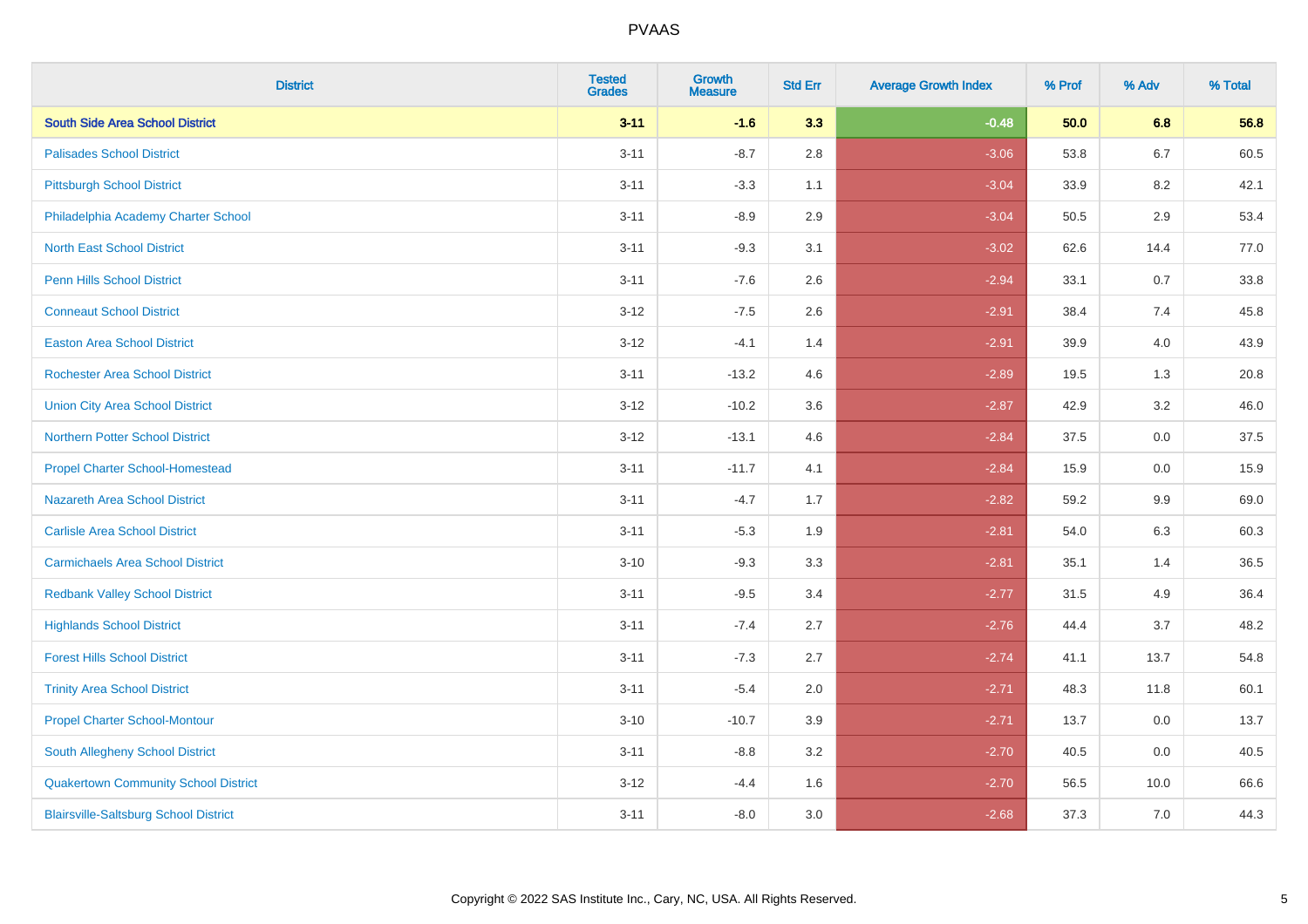# PVAAS

| District | Tested Grades | Growth Measure | Std Err | Average Growth Index | % Prof | % Adv | % Total |
|---|---|---|---|---|---|---|---|
| **South Side Area School District** | **3-11** | **-1.6** | **3.3** | **-0.48** | **50.0** | **6.8** | **56.8** |
| Palisades School District | 3-11 | -8.7 | 2.8 | -3.06 | 53.8 | 6.7 | 60.5 |
| Pittsburgh School District | 3-11 | -3.3 | 1.1 | -3.04 | 33.9 | 8.2 | 42.1 |
| Philadelphia Academy Charter School | 3-11 | -8.9 | 2.9 | -3.04 | 50.5 | 2.9 | 53.4 |
| North East School District | 3-11 | -9.3 | 3.1 | -3.02 | 62.6 | 14.4 | 77.0 |
| Penn Hills School District | 3-11 | -7.6 | 2.6 | -2.94 | 33.1 | 0.7 | 33.8 |
| Conneaut School District | 3-12 | -7.5 | 2.6 | -2.91 | 38.4 | 7.4 | 45.8 |
| Easton Area School District | 3-12 | -4.1 | 1.4 | -2.91 | 39.9 | 4.0 | 43.9 |
| Rochester Area School District | 3-11 | -13.2 | 4.6 | -2.89 | 19.5 | 1.3 | 20.8 |
| Union City Area School District | 3-12 | -10.2 | 3.6 | -2.87 | 42.9 | 3.2 | 46.0 |
| Northern Potter School District | 3-12 | -13.1 | 4.6 | -2.84 | 37.5 | 0.0 | 37.5 |
| Propel Charter School-Homestead | 3-11 | -11.7 | 4.1 | -2.84 | 15.9 | 0.0 | 15.9 |
| Nazareth Area School District | 3-11 | -4.7 | 1.7 | -2.82 | 59.2 | 9.9 | 69.0 |
| Carlisle Area School District | 3-11 | -5.3 | 1.9 | -2.81 | 54.0 | 6.3 | 60.3 |
| Carmichaels Area School District | 3-10 | -9.3 | 3.3 | -2.81 | 35.1 | 1.4 | 36.5 |
| Redbank Valley School District | 3-11 | -9.5 | 3.4 | -2.77 | 31.5 | 4.9 | 36.4 |
| Highlands School District | 3-11 | -7.4 | 2.7 | -2.76 | 44.4 | 3.7 | 48.2 |
| Forest Hills School District | 3-11 | -7.3 | 2.7 | -2.74 | 41.1 | 13.7 | 54.8 |
| Trinity Area School District | 3-11 | -5.4 | 2.0 | -2.71 | 48.3 | 11.8 | 60.1 |
| Propel Charter School-Montour | 3-10 | -10.7 | 3.9 | -2.71 | 13.7 | 0.0 | 13.7 |
| South Allegheny School District | 3-11 | -8.8 | 3.2 | -2.70 | 40.5 | 0.0 | 40.5 |
| Quakertown Community School District | 3-12 | -4.4 | 1.6 | -2.70 | 56.5 | 10.0 | 66.6 |
| Blairsville-Saltsburg School District | 3-11 | -8.0 | 3.0 | -2.68 | 37.3 | 7.0 | 44.3 |

Copyright © 2022 SAS Institute Inc., Cary, NC, USA. All Rights Reserved.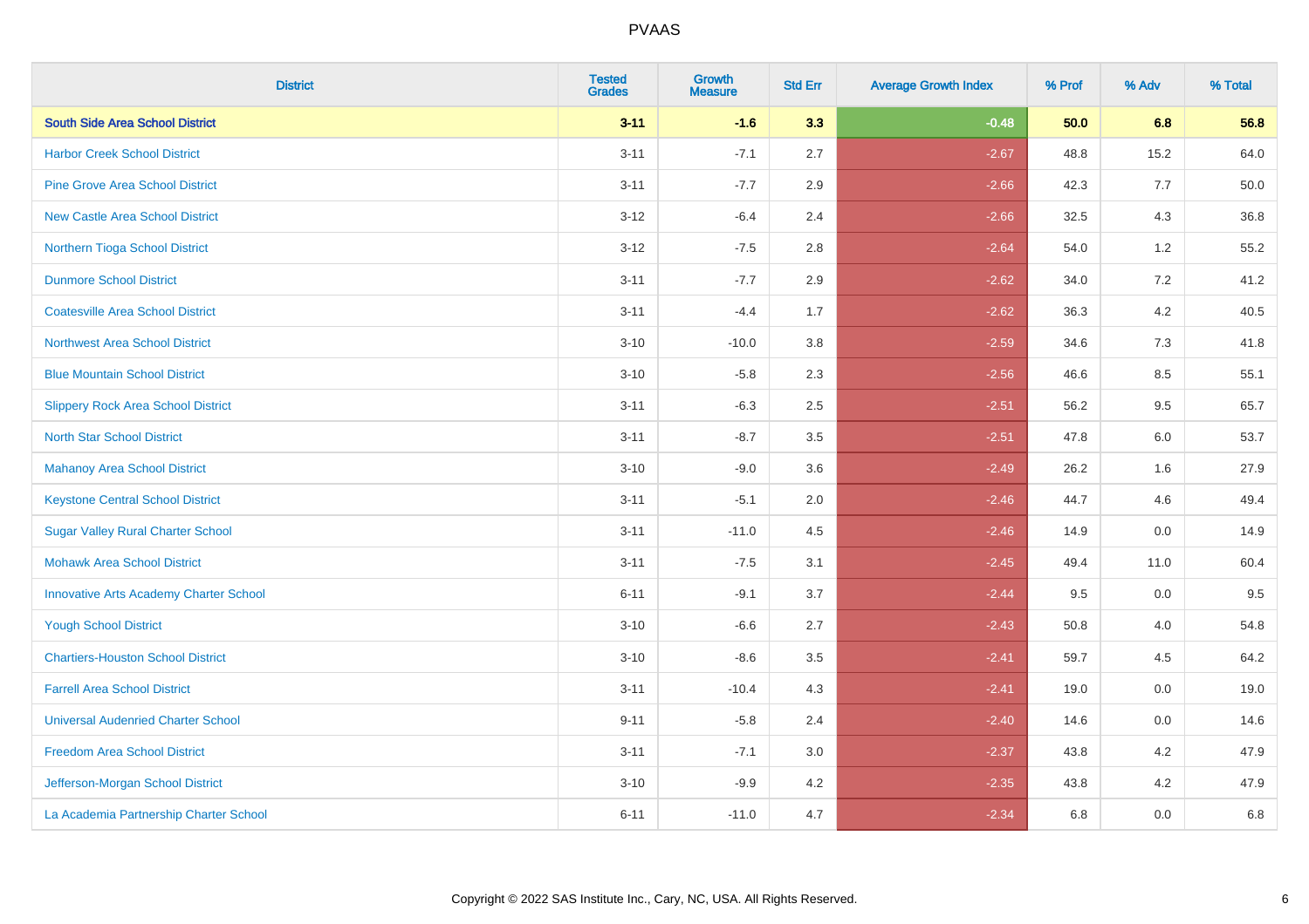PVAAS

| District | Tested Grades | Growth Measure | Std Err | Average Growth Index | % Prof | % Adv | % Total |
|---|---|---|---|---|---|---|---|
| **South Side Area School District** | **3-11** | **-1.6** | **3.3** | **-0.48** | **50.0** | **6.8** | **56.8** |
| Harbor Creek School District | 3-11 | -7.1 | 2.7 | -2.67 | 48.8 | 15.2 | 64.0 |
| Pine Grove Area School District | 3-11 | -7.7 | 2.9 | -2.66 | 42.3 | 7.7 | 50.0 |
| New Castle Area School District | 3-12 | -6.4 | 2.4 | -2.66 | 32.5 | 4.3 | 36.8 |
| Northern Tioga School District | 3-12 | -7.5 | 2.8 | -2.64 | 54.0 | 1.2 | 55.2 |
| Dunmore School District | 3-11 | -7.7 | 2.9 | -2.62 | 34.0 | 7.2 | 41.2 |
| Coatesville Area School District | 3-11 | -4.4 | 1.7 | -2.62 | 36.3 | 4.2 | 40.5 |
| Northwest Area School District | 3-10 | -10.0 | 3.8 | -2.59 | 34.6 | 7.3 | 41.8 |
| Blue Mountain School District | 3-10 | -5.8 | 2.3 | -2.56 | 46.6 | 8.5 | 55.1 |
| Slippery Rock Area School District | 3-11 | -6.3 | 2.5 | -2.51 | 56.2 | 9.5 | 65.7 |
| North Star School District | 3-11 | -8.7 | 3.5 | -2.51 | 47.8 | 6.0 | 53.7 |
| Mahanoy Area School District | 3-10 | -9.0 | 3.6 | -2.49 | 26.2 | 1.6 | 27.9 |
| Keystone Central School District | 3-11 | -5.1 | 2.0 | -2.46 | 44.7 | 4.6 | 49.4 |
| Sugar Valley Rural Charter School | 3-11 | -11.0 | 4.5 | -2.46 | 14.9 | 0.0 | 14.9 |
| Mohawk Area School District | 3-11 | -7.5 | 3.1 | -2.45 | 49.4 | 11.0 | 60.4 |
| Innovative Arts Academy Charter School | 6-11 | -9.1 | 3.7 | -2.44 | 9.5 | 0.0 | 9.5 |
| Yough School District | 3-10 | -6.6 | 2.7 | -2.43 | 50.8 | 4.0 | 54.8 |
| Chartiers-Houston School District | 3-10 | -8.6 | 3.5 | -2.41 | 59.7 | 4.5 | 64.2 |
| Farrell Area School District | 3-11 | -10.4 | 4.3 | -2.41 | 19.0 | 0.0 | 19.0 |
| Universal Audenried Charter School | 9-11 | -5.8 | 2.4 | -2.40 | 14.6 | 0.0 | 14.6 |
| Freedom Area School District | 3-11 | -7.1 | 3.0 | -2.37 | 43.8 | 4.2 | 47.9 |
| Jefferson-Morgan School District | 3-10 | -9.9 | 4.2 | -2.35 | 43.8 | 4.2 | 47.9 |
| La Academia Partnership Charter School | 6-11 | -11.0 | 4.7 | -2.34 | 6.8 | 0.0 | 6.8 |

Copyright © 2022 SAS Institute Inc., Cary, NC, USA. All Rights Reserved.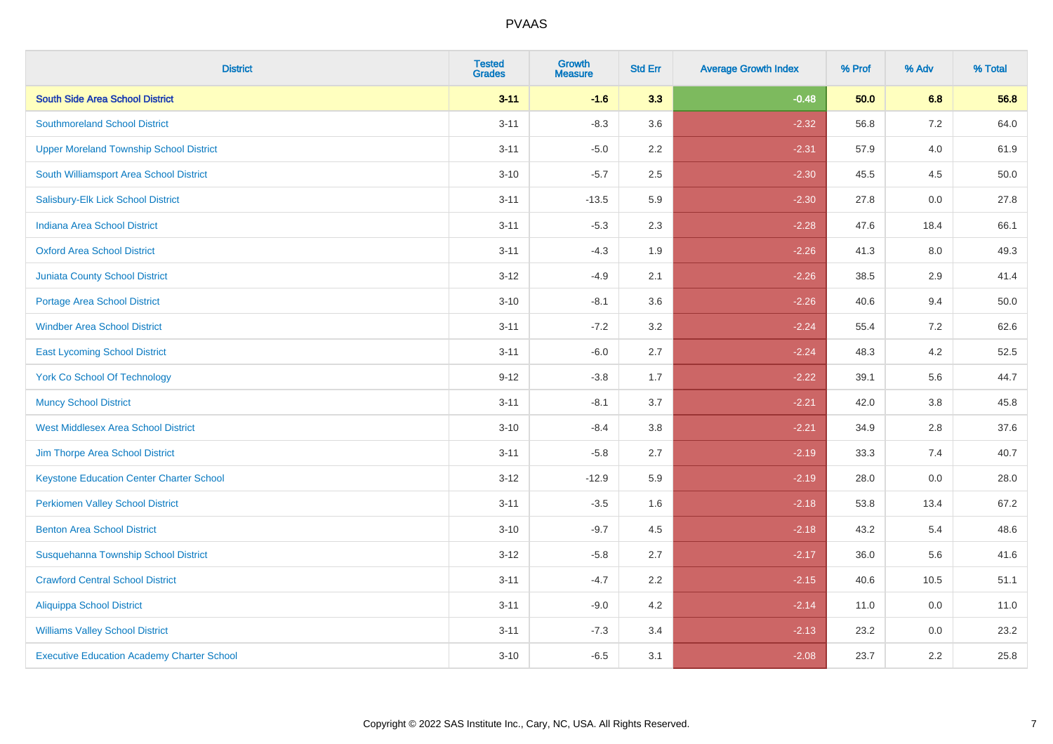| District | Tested Grades | Growth Measure | Std Err | Average Growth Index | % Prof | % Adv | % Total |
|---|---|---|---|---|---|---|---|
| **South Side Area School District** | **3-11** | **-1.6** | **3.3** | **-0.48** | **50.0** | **6.8** | **56.8** |
| Southmoreland School District | 3-11 | -8.3 | 3.6 | -2.32 | 56.8 | 7.2 | 64.0 |
| Upper Moreland Township School District | 3-11 | -5.0 | 2.2 | -2.31 | 57.9 | 4.0 | 61.9 |
| South Williamsport Area School District | 3-10 | -5.7 | 2.5 | -2.30 | 45.5 | 4.5 | 50.0 |
| Salisbury-Elk Lick School District | 3-11 | -13.5 | 5.9 | -2.30 | 27.8 | 0.0 | 27.8 |
| Indiana Area School District | 3-11 | -5.3 | 2.3 | -2.28 | 47.6 | 18.4 | 66.1 |
| Oxford Area School District | 3-11 | -4.3 | 1.9 | -2.26 | 41.3 | 8.0 | 49.3 |
| Juniata County School District | 3-12 | -4.9 | 2.1 | -2.26 | 38.5 | 2.9 | 41.4 |
| Portage Area School District | 3-10 | -8.1 | 3.6 | -2.26 | 40.6 | 9.4 | 50.0 |
| Windber Area School District | 3-11 | -7.2 | 3.2 | -2.24 | 55.4 | 7.2 | 62.6 |
| East Lycoming School District | 3-11 | -6.0 | 2.7 | -2.24 | 48.3 | 4.2 | 52.5 |
| York Co School Of Technology | 9-12 | -3.8 | 1.7 | -2.22 | 39.1 | 5.6 | 44.7 |
| Muncy School District | 3-11 | -8.1 | 3.7 | -2.21 | 42.0 | 3.8 | 45.8 |
| West Middlesex Area School District | 3-10 | -8.4 | 3.8 | -2.21 | 34.9 | 2.8 | 37.6 |
| Jim Thorpe Area School District | 3-11 | -5.8 | 2.7 | -2.19 | 33.3 | 7.4 | 40.7 |
| Keystone Education Center Charter School | 3-12 | -12.9 | 5.9 | -2.19 | 28.0 | 0.0 | 28.0 |
| Perkiomen Valley School District | 3-11 | -3.5 | 1.6 | -2.18 | 53.8 | 13.4 | 67.2 |
| Benton Area School District | 3-10 | -9.7 | 4.5 | -2.18 | 43.2 | 5.4 | 48.6 |
| Susquehanna Township School District | 3-12 | -5.8 | 2.7 | -2.17 | 36.0 | 5.6 | 41.6 |
| Crawford Central School District | 3-11 | -4.7 | 2.2 | -2.15 | 40.6 | 10.5 | 51.1 |
| Aliquippa School District | 3-11 | -9.0 | 4.2 | -2.14 | 11.0 | 0.0 | 11.0 |
| Williams Valley School District | 3-11 | -7.3 | 3.4 | -2.13 | 23.2 | 0.0 | 23.2 |
| Executive Education Academy Charter School | 3-10 | -6.5 | 3.1 | -2.08 | 23.7 | 2.2 | 25.8 |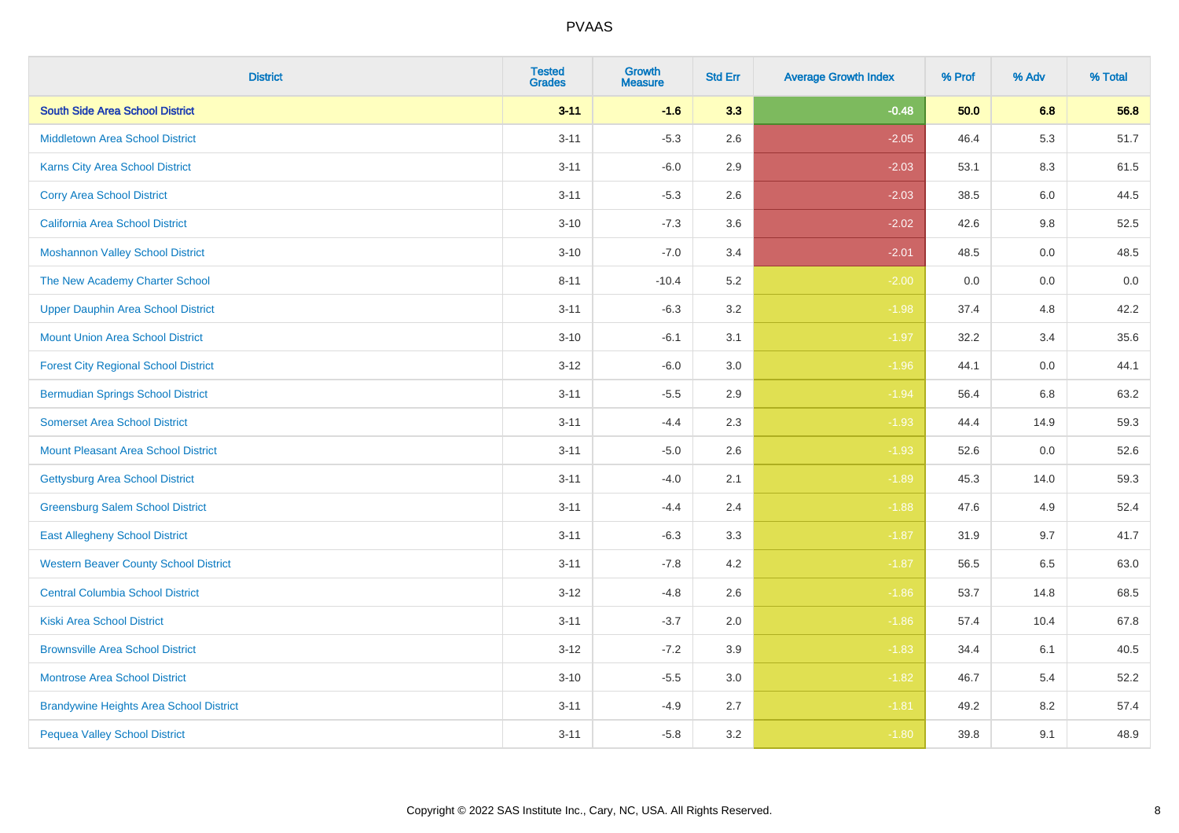# PVAAS

| District | Tested Grades | Growth Measure | Std Err | Average Growth Index | % Prof | % Adv | % Total |
|---|---|---|---|---|---|---|---|
| **South Side Area School District** | **3-11** | **-1.6** | **3.3** | **-0.48** | **50.0** | **6.8** | **56.8** |
| Middletown Area School District | 3-11 | -5.3 | 2.6 | -2.05 | 46.4 | 5.3 | 51.7 |
| Karns City Area School District | 3-11 | -6.0 | 2.9 | -2.03 | 53.1 | 8.3 | 61.5 |
| Corry Area School District | 3-11 | -5.3 | 2.6 | -2.03 | 38.5 | 6.0 | 44.5 |
| California Area School District | 3-10 | -7.3 | 3.6 | -2.02 | 42.6 | 9.8 | 52.5 |
| Moshannon Valley School District | 3-10 | -7.0 | 3.4 | -2.01 | 48.5 | 0.0 | 48.5 |
| The New Academy Charter School | 8-11 | -10.4 | 5.2 | -2.00 | 0.0 | 0.0 | 0.0 |
| Upper Dauphin Area School District | 3-11 | -6.3 | 3.2 | -1.98 | 37.4 | 4.8 | 42.2 |
| Mount Union Area School District | 3-10 | -6.1 | 3.1 | -1.97 | 32.2 | 3.4 | 35.6 |
| Forest City Regional School District | 3-12 | -6.0 | 3.0 | -1.96 | 44.1 | 0.0 | 44.1 |
| Bermudian Springs School District | 3-11 | -5.5 | 2.9 | -1.94 | 56.4 | 6.8 | 63.2 |
| Somerset Area School District | 3-11 | -4.4 | 2.3 | -1.93 | 44.4 | 14.9 | 59.3 |
| Mount Pleasant Area School District | 3-11 | -5.0 | 2.6 | -1.93 | 52.6 | 0.0 | 52.6 |
| Gettysburg Area School District | 3-11 | -4.0 | 2.1 | -1.89 | 45.3 | 14.0 | 59.3 |
| Greensburg Salem School District | 3-11 | -4.4 | 2.4 | -1.88 | 47.6 | 4.9 | 52.4 |
| East Allegheny School District | 3-11 | -6.3 | 3.3 | -1.87 | 31.9 | 9.7 | 41.7 |
| Western Beaver County School District | 3-11 | -7.8 | 4.2 | -1.87 | 56.5 | 6.5 | 63.0 |
| Central Columbia School District | 3-12 | -4.8 | 2.6 | -1.86 | 53.7 | 14.8 | 68.5 |
| Kiski Area School District | 3-11 | -3.7 | 2.0 | -1.86 | 57.4 | 10.4 | 67.8 |
| Brownsville Area School District | 3-12 | -7.2 | 3.9 | -1.83 | 34.4 | 6.1 | 40.5 |
| Montrose Area School District | 3-10 | -5.5 | 3.0 | -1.82 | 46.7 | 5.4 | 52.2 |
| Brandywine Heights Area School District | 3-11 | -4.9 | 2.7 | -1.81 | 49.2 | 8.2 | 57.4 |
| Pequea Valley School District | 3-11 | -5.8 | 3.2 | -1.80 | 39.8 | 9.1 | 48.9 |

Copyright © 2022 SAS Institute Inc., Cary, NC, USA. All Rights Reserved.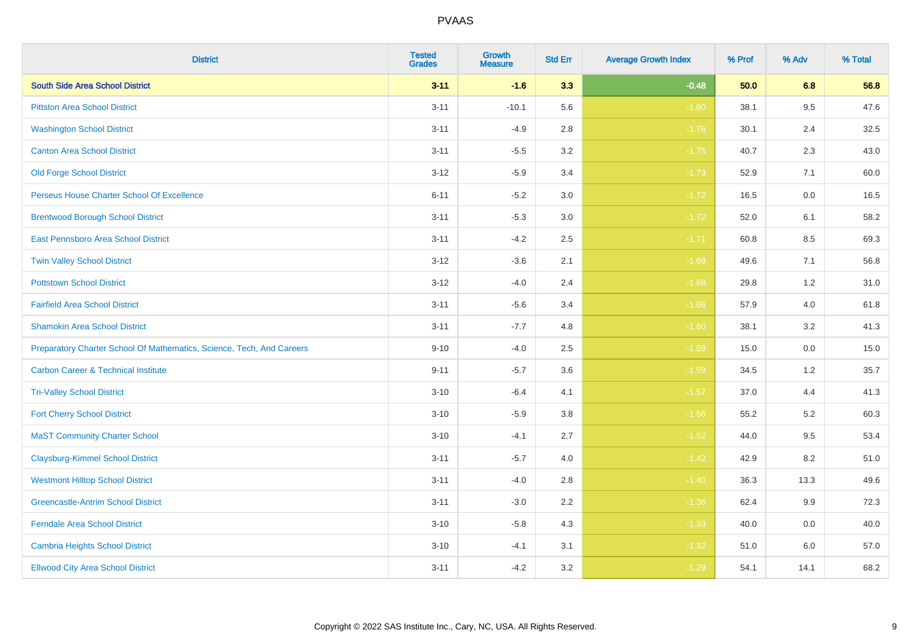| District | Tested Grades | Growth Measure | Std Err | Average Growth Index | % Prof | % Adv | % Total |
|---|---|---|---|---|---|---|---|
| **South Side Area School District** | **3-11** | **-1.6** | **3.3** | **-0.48** | **50.0** | **6.8** | **56.8** |
| Pittston Area School District | 3-11 | -10.1 | 5.6 | -1.80 | 38.1 | 9.5 | 47.6 |
| Washington School District | 3-11 | -4.9 | 2.8 | -1.76 | 30.1 | 2.4 | 32.5 |
| Canton Area School District | 3-11 | -5.5 | 3.2 | -1.75 | 40.7 | 2.3 | 43.0 |
| Old Forge School District | 3-12 | -5.9 | 3.4 | -1.73 | 52.9 | 7.1 | 60.0 |
| Perseus House Charter School Of Excellence | 6-11 | -5.2 | 3.0 | -1.72 | 16.5 | 0.0 | 16.5 |
| Brentwood Borough School District | 3-11 | -5.3 | 3.0 | -1.72 | 52.0 | 6.1 | 58.2 |
| East Pennsboro Area School District | 3-11 | -4.2 | 2.5 | -1.71 | 60.8 | 8.5 | 69.3 |
| Twin Valley School District | 3-12 | -3.6 | 2.1 | -1.69 | 49.6 | 7.1 | 56.8 |
| Pottstown School District | 3-12 | -4.0 | 2.4 | -1.68 | 29.8 | 1.2 | 31.0 |
| Fairfield Area School District | 3-11 | -5.6 | 3.4 | -1.66 | 57.9 | 4.0 | 61.8 |
| Shamokin Area School District | 3-11 | -7.7 | 4.8 | -1.60 | 38.1 | 3.2 | 41.3 |
| Preparatory Charter School Of Mathematics, Science, Tech, And Careers | 9-10 | -4.0 | 2.5 | -1.59 | 15.0 | 0.0 | 15.0 |
| Carbon Career & Technical Institute | 9-11 | -5.7 | 3.6 | -1.59 | 34.5 | 1.2 | 35.7 |
| Tri-Valley School District | 3-10 | -6.4 | 4.1 | -1.57 | 37.0 | 4.4 | 41.3 |
| Fort Cherry School District | 3-10 | -5.9 | 3.8 | -1.56 | 55.2 | 5.2 | 60.3 |
| MaST Community Charter School | 3-10 | -4.1 | 2.7 | -1.52 | 44.0 | 9.5 | 53.4 |
| Claysburg-Kimmel School District | 3-11 | -5.7 | 4.0 | -1.42 | 42.9 | 8.2 | 51.0 |
| Westmont Hilltop School District | 3-11 | -4.0 | 2.8 | -1.40 | 36.3 | 13.3 | 49.6 |
| Greencastle-Antrim School District | 3-11 | -3.0 | 2.2 | -1.36 | 62.4 | 9.9 | 72.3 |
| Ferndale Area School District | 3-10 | -5.8 | 4.3 | -1.33 | 40.0 | 0.0 | 40.0 |
| Cambria Heights School District | 3-10 | -4.1 | 3.1 | -1.32 | 51.0 | 6.0 | 57.0 |
| Ellwood City Area School District | 3-11 | -4.2 | 3.2 | -1.29 | 54.1 | 14.1 | 68.2 |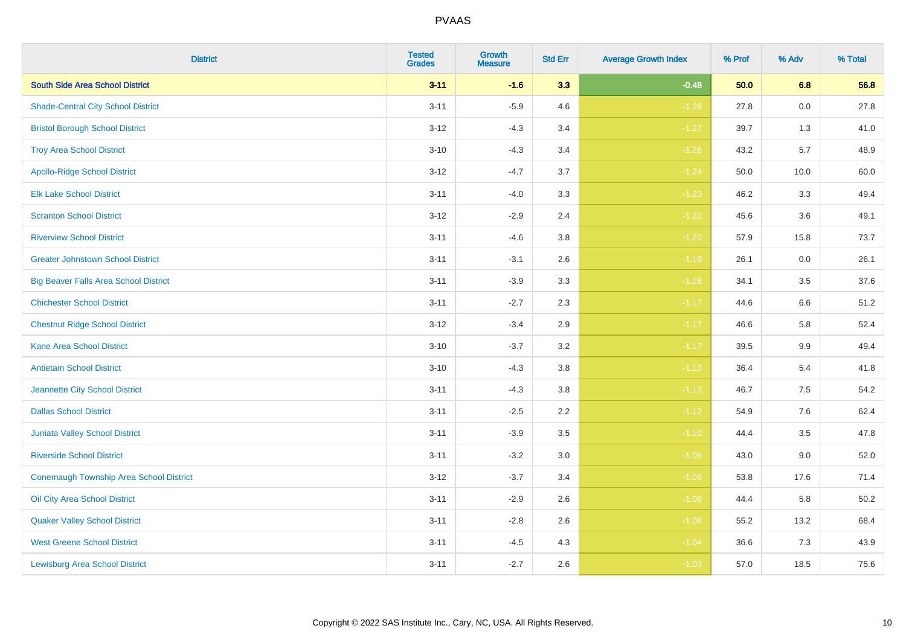| District | Tested Grades | Growth Measure | Std Err | Average Growth Index | % Prof | % Adv | % Total |
|---|---|---|---|---|---|---|---|
| **South Side Area School District** | **3-11** | **-1.6** | **3.3** | **-0.48** | **50.0** | **6.8** | **56.8** |
| Shade-Central City School District | 3-11 | -5.9 | 4.6 | -1.28 | 27.8 | 0.0 | 27.8 |
| Bristol Borough School District | 3-12 | -4.3 | 3.4 | -1.27 | 39.7 | 1.3 | 41.0 |
| Troy Area School District | 3-10 | -4.3 | 3.4 | -1.26 | 43.2 | 5.7 | 48.9 |
| Apollo-Ridge School District | 3-12 | -4.7 | 3.7 | -1.24 | 50.0 | 10.0 | 60.0 |
| Elk Lake School District | 3-11 | -4.0 | 3.3 | -1.23 | 46.2 | 3.3 | 49.4 |
| Scranton School District | 3-12 | -2.9 | 2.4 | -1.22 | 45.6 | 3.6 | 49.1 |
| Riverview School District | 3-11 | -4.6 | 3.8 | -1.20 | 57.9 | 15.8 | 73.7 |
| Greater Johnstown School District | 3-11 | -3.1 | 2.6 | -1.19 | 26.1 | 0.0 | 26.1 |
| Big Beaver Falls Area School District | 3-11 | -3.9 | 3.3 | -1.18 | 34.1 | 3.5 | 37.6 |
| Chichester School District | 3-11 | -2.7 | 2.3 | -1.17 | 44.6 | 6.6 | 51.2 |
| Chestnut Ridge School District | 3-12 | -3.4 | 2.9 | -1.17 | 46.6 | 5.8 | 52.4 |
| Kane Area School District | 3-10 | -3.7 | 3.2 | -1.17 | 39.5 | 9.9 | 49.4 |
| Antietam School District | 3-10 | -4.3 | 3.8 | -1.13 | 36.4 | 5.4 | 41.8 |
| Jeannette City School District | 3-11 | -4.3 | 3.8 | -1.13 | 46.7 | 7.5 | 54.2 |
| Dallas School District | 3-11 | -2.5 | 2.2 | -1.12 | 54.9 | 7.6 | 62.4 |
| Juniata Valley School District | 3-11 | -3.9 | 3.5 | -1.10 | 44.4 | 3.5 | 47.8 |
| Riverside School District | 3-11 | -3.2 | 3.0 | -1.09 | 43.0 | 9.0 | 52.0 |
| Conemaugh Township Area School District | 3-12 | -3.7 | 3.4 | -1.09 | 53.8 | 17.6 | 71.4 |
| Oil City Area School District | 3-11 | -2.9 | 2.6 | -1.08 | 44.4 | 5.8 | 50.2 |
| Quaker Valley School District | 3-11 | -2.8 | 2.6 | -1.08 | 55.2 | 13.2 | 68.4 |
| West Greene School District | 3-11 | -4.5 | 4.3 | -1.04 | 36.6 | 7.3 | 43.9 |
| Lewisburg Area School District | 3-11 | -2.7 | 2.6 | -1.03 | 57.0 | 18.5 | 75.6 |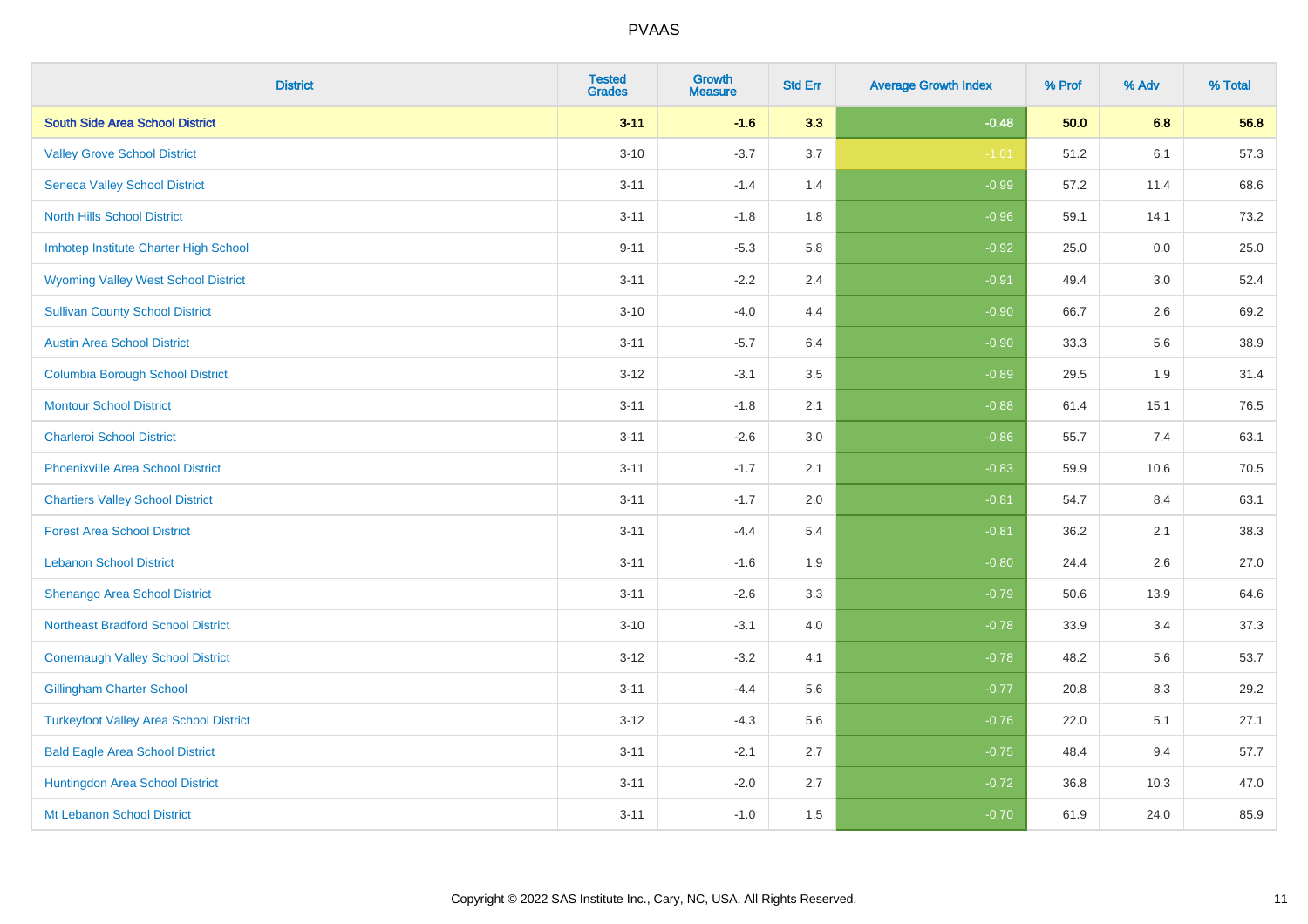| District | Tested Grades | Growth Measure | Std Err | Average Growth Index | % Prof | % Adv | % Total |
|---|---|---|---|---|---|---|---|
| **South Side Area School District** | **3-11** | **-1.6** | **3.3** | **-0.48** | **50.0** | **6.8** | **56.8** |
| Valley Grove School District | 3-10 | -3.7 | 3.7 | -1.01 | 51.2 | 6.1 | 57.3 |
| Seneca Valley School District | 3-11 | -1.4 | 1.4 | -0.99 | 57.2 | 11.4 | 68.6 |
| North Hills School District | 3-11 | -1.8 | 1.8 | -0.96 | 59.1 | 14.1 | 73.2 |
| Imhotep Institute Charter High School | 9-11 | -5.3 | 5.8 | -0.92 | 25.0 | 0.0 | 25.0 |
| Wyoming Valley West School District | 3-11 | -2.2 | 2.4 | -0.91 | 49.4 | 3.0 | 52.4 |
| Sullivan County School District | 3-10 | -4.0 | 4.4 | -0.90 | 66.7 | 2.6 | 69.2 |
| Austin Area School District | 3-11 | -5.7 | 6.4 | -0.90 | 33.3 | 5.6 | 38.9 |
| Columbia Borough School District | 3-12 | -3.1 | 3.5 | -0.89 | 29.5 | 1.9 | 31.4 |
| Montour School District | 3-11 | -1.8 | 2.1 | -0.88 | 61.4 | 15.1 | 76.5 |
| Charleroi School District | 3-11 | -2.6 | 3.0 | -0.86 | 55.7 | 7.4 | 63.1 |
| Phoenixville Area School District | 3-11 | -1.7 | 2.1 | -0.83 | 59.9 | 10.6 | 70.5 |
| Chartiers Valley School District | 3-11 | -1.7 | 2.0 | -0.81 | 54.7 | 8.4 | 63.1 |
| Forest Area School District | 3-11 | -4.4 | 5.4 | -0.81 | 36.2 | 2.1 | 38.3 |
| Lebanon School District | 3-11 | -1.6 | 1.9 | -0.80 | 24.4 | 2.6 | 27.0 |
| Shenango Area School District | 3-11 | -2.6 | 3.3 | -0.79 | 50.6 | 13.9 | 64.6 |
| Northeast Bradford School District | 3-10 | -3.1 | 4.0 | -0.78 | 33.9 | 3.4 | 37.3 |
| Conemaugh Valley School District | 3-12 | -3.2 | 4.1 | -0.78 | 48.2 | 5.6 | 53.7 |
| Gillingham Charter School | 3-11 | -4.4 | 5.6 | -0.77 | 20.8 | 8.3 | 29.2 |
| Turkeyfoot Valley Area School District | 3-12 | -4.3 | 5.6 | -0.76 | 22.0 | 5.1 | 27.1 |
| Bald Eagle Area School District | 3-11 | -2.1 | 2.7 | -0.75 | 48.4 | 9.4 | 57.7 |
| Huntingdon Area School District | 3-11 | -2.0 | 2.7 | -0.72 | 36.8 | 10.3 | 47.0 |
| Mt Lebanon School District | 3-11 | -1.0 | 1.5 | -0.70 | 61.9 | 24.0 | 85.9 |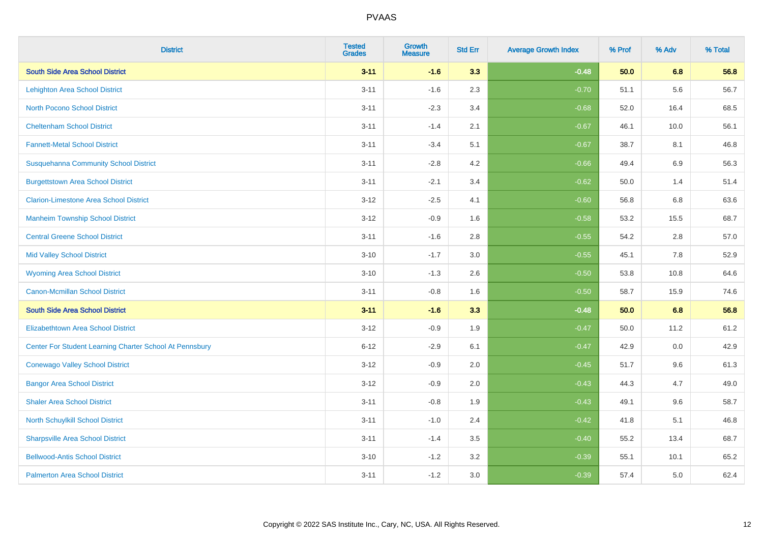| District | Tested Grades | Growth Measure | Std Err | Average Growth Index | % Prof | % Adv | % Total |
|---|---|---|---|---|---|---|---|
| **South Side Area School District** | **3-11** | **-1.6** | **3.3** | **-0.48** | **50.0** | **6.8** | **56.8** |
| Lehighton Area School District | 3-11 | -1.6 | 2.3 | -0.70 | 51.1 | 5.6 | 56.7 |
| North Pocono School District | 3-11 | -2.3 | 3.4 | -0.68 | 52.0 | 16.4 | 68.5 |
| Cheltenham School District | 3-11 | -1.4 | 2.1 | -0.67 | 46.1 | 10.0 | 56.1 |
| Fannett-Metal School District | 3-11 | -3.4 | 5.1 | -0.67 | 38.7 | 8.1 | 46.8 |
| Susquehanna Community School District | 3-11 | -2.8 | 4.2 | -0.66 | 49.4 | 6.9 | 56.3 |
| Burgettstown Area School District | 3-11 | -2.1 | 3.4 | -0.62 | 50.0 | 1.4 | 51.4 |
| Clarion-Limestone Area School District | 3-12 | -2.5 | 4.1 | -0.60 | 56.8 | 6.8 | 63.6 |
| Manheim Township School District | 3-12 | -0.9 | 1.6 | -0.58 | 53.2 | 15.5 | 68.7 |
| Central Greene School District | 3-11 | -1.6 | 2.8 | -0.55 | 54.2 | 2.8 | 57.0 |
| Mid Valley School District | 3-10 | -1.7 | 3.0 | -0.55 | 45.1 | 7.8 | 52.9 |
| Wyoming Area School District | 3-10 | -1.3 | 2.6 | -0.50 | 53.8 | 10.8 | 64.6 |
| Canon-Mcmillan School District | 3-11 | -0.8 | 1.6 | -0.50 | 58.7 | 15.9 | 74.6 |
| **South Side Area School District** | **3-11** | **-1.6** | **3.3** | **-0.48** | **50.0** | **6.8** | **56.8** |
| Elizabethtown Area School District | 3-12 | -0.9 | 1.9 | -0.47 | 50.0 | 11.2 | 61.2 |
| Center For Student Learning Charter School At Pennsbury | 6-12 | -2.9 | 6.1 | -0.47 | 42.9 | 0.0 | 42.9 |
| Conewago Valley School District | 3-12 | -0.9 | 2.0 | -0.45 | 51.7 | 9.6 | 61.3 |
| Bangor Area School District | 3-12 | -0.9 | 2.0 | -0.43 | 44.3 | 4.7 | 49.0 |
| Shaler Area School District | 3-11 | -0.8 | 1.9 | -0.43 | 49.1 | 9.6 | 58.7 |
| North Schuylkill School District | 3-11 | -1.0 | 2.4 | -0.42 | 41.8 | 5.1 | 46.8 |
| Sharpsville Area School District | 3-11 | -1.4 | 3.5 | -0.40 | 55.2 | 13.4 | 68.7 |
| Bellwood-Antis School District | 3-10 | -1.2 | 3.2 | -0.39 | 55.1 | 10.1 | 65.2 |
| Palmerton Area School District | 3-11 | -1.2 | 3.0 | -0.39 | 57.4 | 5.0 | 62.4 |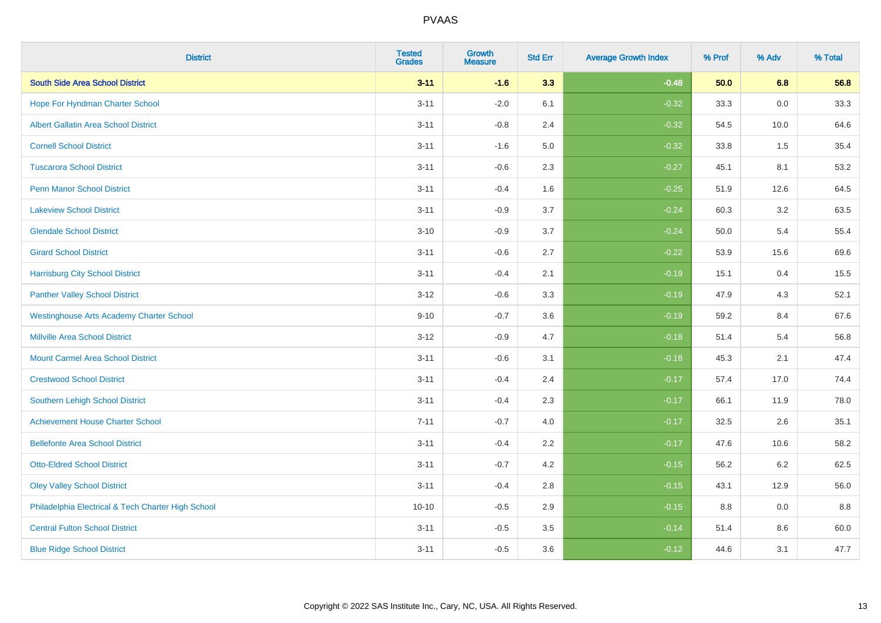PVAAS

| District | Tested Grades | Growth Measure | Std Err | Average Growth Index | % Prof | % Adv | % Total |
|---|---|---|---|---|---|---|---|
| **South Side Area School District** | **3-11** | **-1.6** | **3.3** | **-0.48** | **50.0** | **6.8** | **56.8** |
| Hope For Hyndman Charter School | 3-11 | -2.0 | 6.1 | -0.32 | 33.3 | 0.0 | 33.3 |
| Albert Gallatin Area School District | 3-11 | -0.8 | 2.4 | -0.32 | 54.5 | 10.0 | 64.6 |
| Cornell School District | 3-11 | -1.6 | 5.0 | -0.32 | 33.8 | 1.5 | 35.4 |
| Tuscarora School District | 3-11 | -0.6 | 2.3 | -0.27 | 45.1 | 8.1 | 53.2 |
| Penn Manor School District | 3-11 | -0.4 | 1.6 | -0.25 | 51.9 | 12.6 | 64.5 |
| Lakeview School District | 3-11 | -0.9 | 3.7 | -0.24 | 60.3 | 3.2 | 63.5 |
| Glendale School District | 3-10 | -0.9 | 3.7 | -0.24 | 50.0 | 5.4 | 55.4 |
| Girard School District | 3-11 | -0.6 | 2.7 | -0.22 | 53.9 | 15.6 | 69.6 |
| Harrisburg City School District | 3-11 | -0.4 | 2.1 | -0.19 | 15.1 | 0.4 | 15.5 |
| Panther Valley School District | 3-12 | -0.6 | 3.3 | -0.19 | 47.9 | 4.3 | 52.1 |
| Westinghouse Arts Academy Charter School | 9-10 | -0.7 | 3.6 | -0.19 | 59.2 | 8.4 | 67.6 |
| Millville Area School District | 3-12 | -0.9 | 4.7 | -0.18 | 51.4 | 5.4 | 56.8 |
| Mount Carmel Area School District | 3-11 | -0.6 | 3.1 | -0.18 | 45.3 | 2.1 | 47.4 |
| Crestwood School District | 3-11 | -0.4 | 2.4 | -0.17 | 57.4 | 17.0 | 74.4 |
| Southern Lehigh School District | 3-11 | -0.4 | 2.3 | -0.17 | 66.1 | 11.9 | 78.0 |
| Achievement House Charter School | 7-11 | -0.7 | 4.0 | -0.17 | 32.5 | 2.6 | 35.1 |
| Bellefonte Area School District | 3-11 | -0.4 | 2.2 | -0.17 | 47.6 | 10.6 | 58.2 |
| Otto-Eldred School District | 3-11 | -0.7 | 4.2 | -0.15 | 56.2 | 6.2 | 62.5 |
| Oley Valley School District | 3-11 | -0.4 | 2.8 | -0.15 | 43.1 | 12.9 | 56.0 |
| Philadelphia Electrical & Tech Charter High School | 10-10 | -0.5 | 2.9 | -0.15 | 8.8 | 0.0 | 8.8 |
| Central Fulton School District | 3-11 | -0.5 | 3.5 | -0.14 | 51.4 | 8.6 | 60.0 |
| Blue Ridge School District | 3-11 | -0.5 | 3.6 | -0.12 | 44.6 | 3.1 | 47.7 |

Copyright © 2022 SAS Institute Inc., Cary, NC, USA. All Rights Reserved.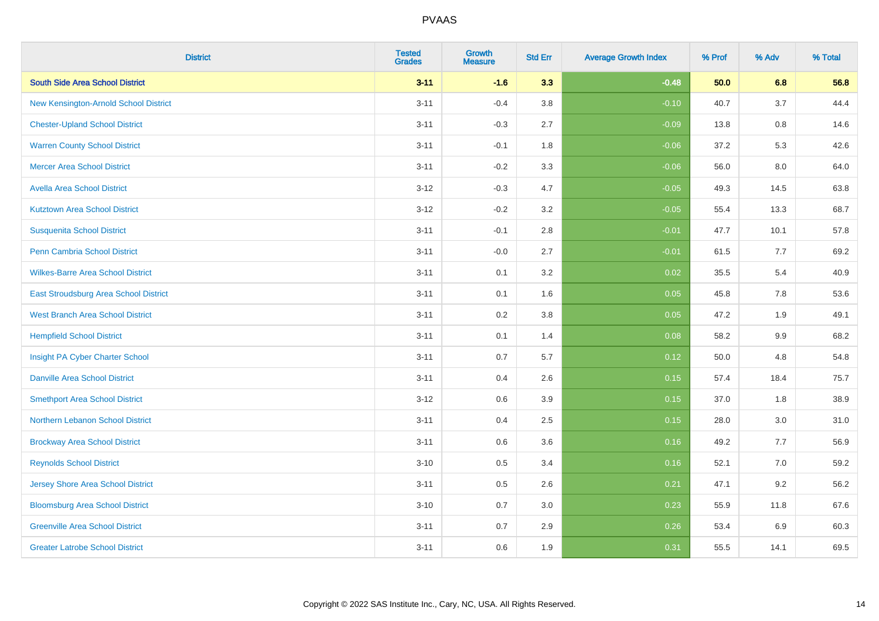| District | Tested Grades | Growth Measure | Std Err | Average Growth Index | % Prof | % Adv | % Total |
|---|---|---|---|---|---|---|---|
| **South Side Area School District** | **3-11** | **-1.6** | **3.3** | **-0.48** | **50.0** | **6.8** | **56.8** |
| New Kensington-Arnold School District | 3-11 | -0.4 | 3.8 | -0.10 | 40.7 | 3.7 | 44.4 |
| Chester-Upland School District | 3-11 | -0.3 | 2.7 | -0.09 | 13.8 | 0.8 | 14.6 |
| Warren County School District | 3-11 | -0.1 | 1.8 | -0.06 | 37.2 | 5.3 | 42.6 |
| Mercer Area School District | 3-11 | -0.2 | 3.3 | -0.06 | 56.0 | 8.0 | 64.0 |
| Avella Area School District | 3-12 | -0.3 | 4.7 | -0.05 | 49.3 | 14.5 | 63.8 |
| Kutztown Area School District | 3-12 | -0.2 | 3.2 | -0.05 | 55.4 | 13.3 | 68.7 |
| Susquenita School District | 3-11 | -0.1 | 2.8 | -0.01 | 47.7 | 10.1 | 57.8 |
| Penn Cambria School District | 3-11 | -0.0 | 2.7 | -0.01 | 61.5 | 7.7 | 69.2 |
| Wilkes-Barre Area School District | 3-11 | 0.1 | 3.2 | 0.02 | 35.5 | 5.4 | 40.9 |
| East Stroudsburg Area School District | 3-11 | 0.1 | 1.6 | 0.05 | 45.8 | 7.8 | 53.6 |
| West Branch Area School District | 3-11 | 0.2 | 3.8 | 0.05 | 47.2 | 1.9 | 49.1 |
| Hempfield School District | 3-11 | 0.1 | 1.4 | 0.08 | 58.2 | 9.9 | 68.2 |
| Insight PA Cyber Charter School | 3-11 | 0.7 | 5.7 | 0.12 | 50.0 | 4.8 | 54.8 |
| Danville Area School District | 3-11 | 0.4 | 2.6 | 0.15 | 57.4 | 18.4 | 75.7 |
| Smethport Area School District | 3-12 | 0.6 | 3.9 | 0.15 | 37.0 | 1.8 | 38.9 |
| Northern Lebanon School District | 3-11 | 0.4 | 2.5 | 0.15 | 28.0 | 3.0 | 31.0 |
| Brockway Area School District | 3-11 | 0.6 | 3.6 | 0.16 | 49.2 | 7.7 | 56.9 |
| Reynolds School District | 3-10 | 0.5 | 3.4 | 0.16 | 52.1 | 7.0 | 59.2 |
| Jersey Shore Area School District | 3-11 | 0.5 | 2.6 | 0.21 | 47.1 | 9.2 | 56.2 |
| Bloomsburg Area School District | 3-10 | 0.7 | 3.0 | 0.23 | 55.9 | 11.8 | 67.6 |
| Greenville Area School District | 3-11 | 0.7 | 2.9 | 0.26 | 53.4 | 6.9 | 60.3 |
| Greater Latrobe School District | 3-11 | 0.6 | 1.9 | 0.31 | 55.5 | 14.1 | 69.5 |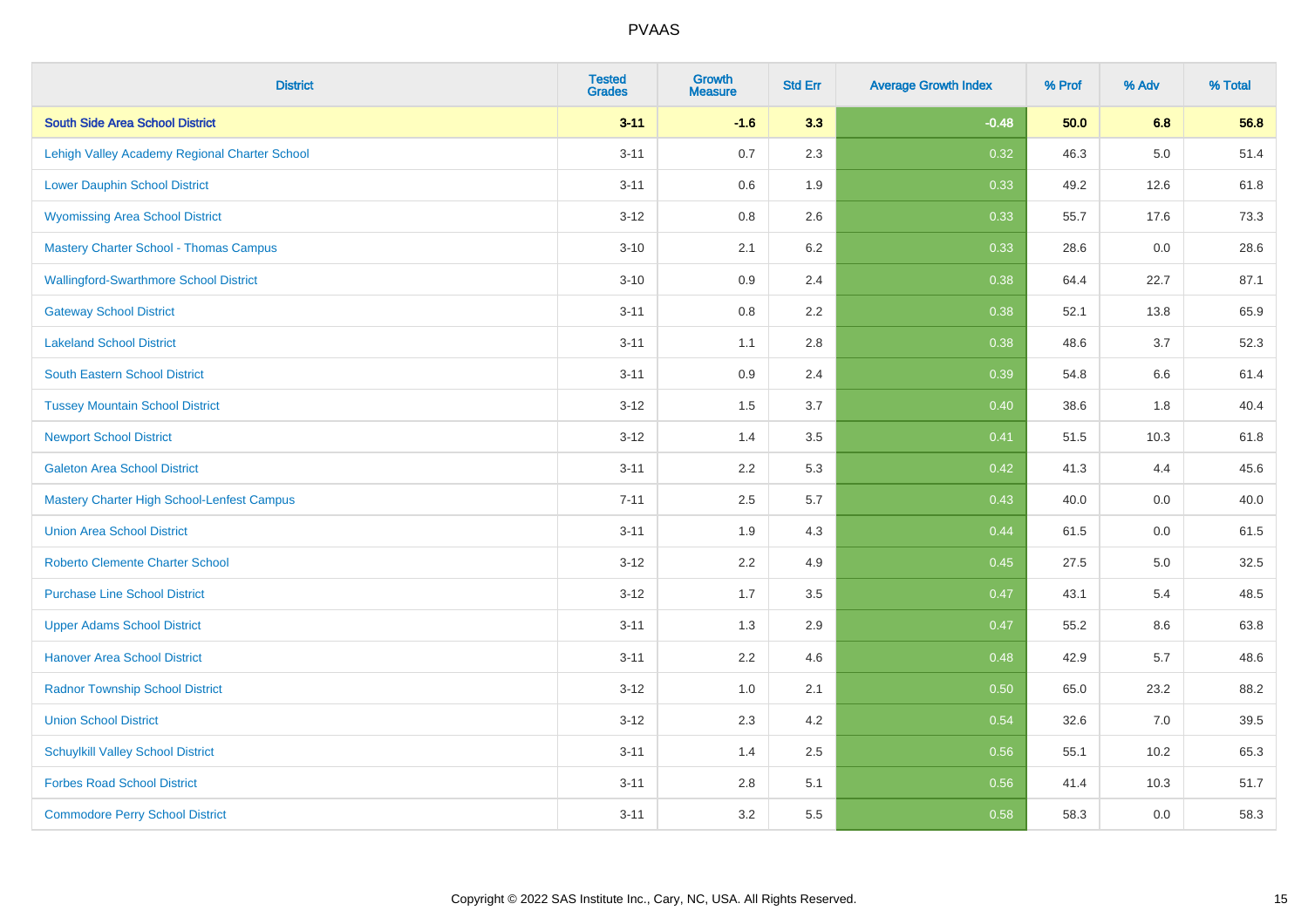| District | Tested Grades | Growth Measure | Std Err | Average Growth Index | % Prof | % Adv | % Total |
|---|---|---|---|---|---|---|---|
| **South Side Area School District** | **3-11** | **-1.6** | **3.3** | **-0.48** | **50.0** | **6.8** | **56.8** |
| Lehigh Valley Academy Regional Charter School | 3-11 | 0.7 | 2.3 | 0.32 | 46.3 | 5.0 | 51.4 |
| Lower Dauphin School District | 3-11 | 0.6 | 1.9 | 0.33 | 49.2 | 12.6 | 61.8 |
| Wyomissing Area School District | 3-12 | 0.8 | 2.6 | 0.33 | 55.7 | 17.6 | 73.3 |
| Mastery Charter School - Thomas Campus | 3-10 | 2.1 | 6.2 | 0.33 | 28.6 | 0.0 | 28.6 |
| Wallingford-Swarthmore School District | 3-10 | 0.9 | 2.4 | 0.38 | 64.4 | 22.7 | 87.1 |
| Gateway School District | 3-11 | 0.8 | 2.2 | 0.38 | 52.1 | 13.8 | 65.9 |
| Lakeland School District | 3-11 | 1.1 | 2.8 | 0.38 | 48.6 | 3.7 | 52.3 |
| South Eastern School District | 3-11 | 0.9 | 2.4 | 0.39 | 54.8 | 6.6 | 61.4 |
| Tussey Mountain School District | 3-12 | 1.5 | 3.7 | 0.40 | 38.6 | 1.8 | 40.4 |
| Newport School District | 3-12 | 1.4 | 3.5 | 0.41 | 51.5 | 10.3 | 61.8 |
| Galeton Area School District | 3-11 | 2.2 | 5.3 | 0.42 | 41.3 | 4.4 | 45.6 |
| Mastery Charter High School-Lenfest Campus | 7-11 | 2.5 | 5.7 | 0.43 | 40.0 | 0.0 | 40.0 |
| Union Area School District | 3-11 | 1.9 | 4.3 | 0.44 | 61.5 | 0.0 | 61.5 |
| Roberto Clemente Charter School | 3-12 | 2.2 | 4.9 | 0.45 | 27.5 | 5.0 | 32.5 |
| Purchase Line School District | 3-12 | 1.7 | 3.5 | 0.47 | 43.1 | 5.4 | 48.5 |
| Upper Adams School District | 3-11 | 1.3 | 2.9 | 0.47 | 55.2 | 8.6 | 63.8 |
| Hanover Area School District | 3-11 | 2.2 | 4.6 | 0.48 | 42.9 | 5.7 | 48.6 |
| Radnor Township School District | 3-12 | 1.0 | 2.1 | 0.50 | 65.0 | 23.2 | 88.2 |
| Union School District | 3-12 | 2.3 | 4.2 | 0.54 | 32.6 | 7.0 | 39.5 |
| Schuylkill Valley School District | 3-11 | 1.4 | 2.5 | 0.56 | 55.1 | 10.2 | 65.3 |
| Forbes Road School District | 3-11 | 2.8 | 5.1 | 0.56 | 41.4 | 10.3 | 51.7 |
| Commodore Perry School District | 3-11 | 3.2 | 5.5 | 0.58 | 58.3 | 0.0 | 58.3 |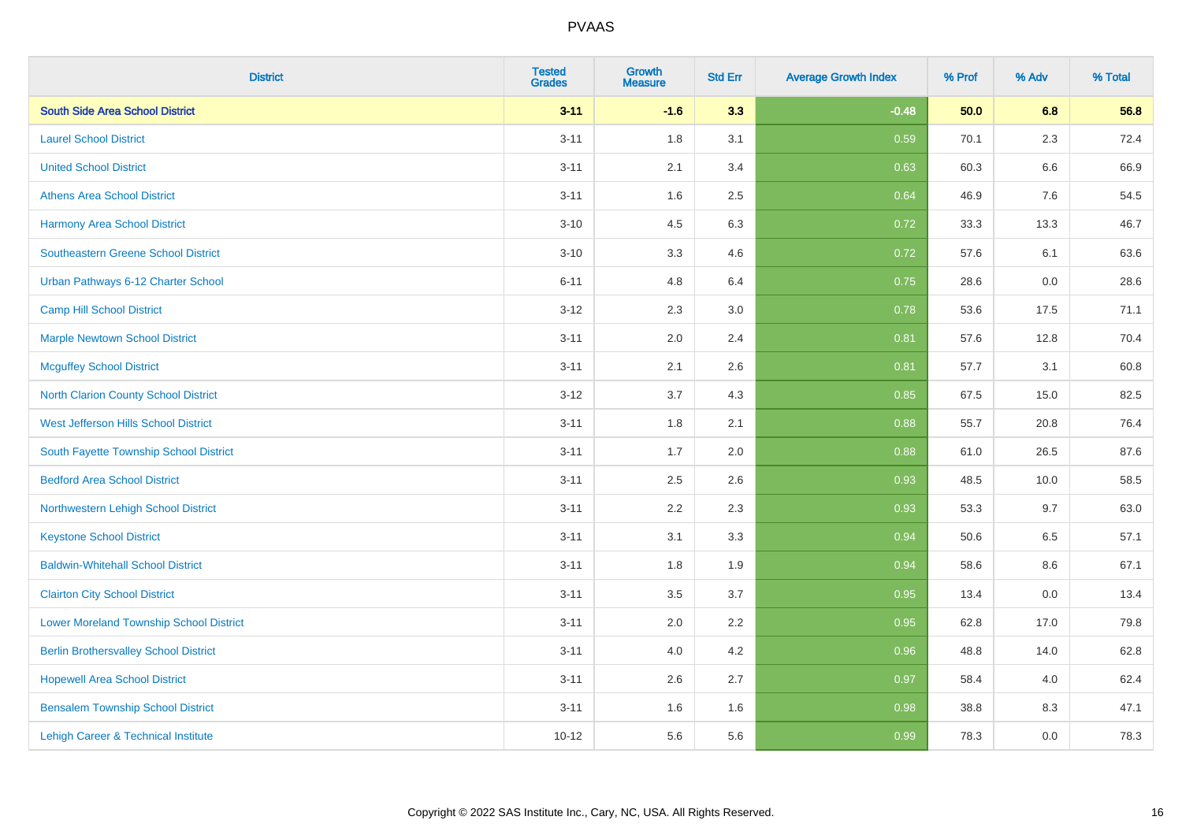| District | Tested Grades | Growth Measure | Std Err | Average Growth Index | % Prof | % Adv | % Total |
|---|---|---|---|---|---|---|---|
| **South Side Area School District** | **3-11** | **-1.6** | **3.3** | **-0.48** | **50.0** | **6.8** | **56.8** |
| Laurel School District | 3-11 | 1.8 | 3.1 | 0.59 | 70.1 | 2.3 | 72.4 |
| United School District | 3-11 | 2.1 | 3.4 | 0.63 | 60.3 | 6.6 | 66.9 |
| Athens Area School District | 3-11 | 1.6 | 2.5 | 0.64 | 46.9 | 7.6 | 54.5 |
| Harmony Area School District | 3-10 | 4.5 | 6.3 | 0.72 | 33.3 | 13.3 | 46.7 |
| Southeastern Greene School District | 3-10 | 3.3 | 4.6 | 0.72 | 57.6 | 6.1 | 63.6 |
| Urban Pathways 6-12 Charter School | 6-11 | 4.8 | 6.4 | 0.75 | 28.6 | 0.0 | 28.6 |
| Camp Hill School District | 3-12 | 2.3 | 3.0 | 0.78 | 53.6 | 17.5 | 71.1 |
| Marple Newtown School District | 3-11 | 2.0 | 2.4 | 0.81 | 57.6 | 12.8 | 70.4 |
| Mcguffey School District | 3-11 | 2.1 | 2.6 | 0.81 | 57.7 | 3.1 | 60.8 |
| North Clarion County School District | 3-12 | 3.7 | 4.3 | 0.85 | 67.5 | 15.0 | 82.5 |
| West Jefferson Hills School District | 3-11 | 1.8 | 2.1 | 0.88 | 55.7 | 20.8 | 76.4 |
| South Fayette Township School District | 3-11 | 1.7 | 2.0 | 0.88 | 61.0 | 26.5 | 87.6 |
| Bedford Area School District | 3-11 | 2.5 | 2.6 | 0.93 | 48.5 | 10.0 | 58.5 |
| Northwestern Lehigh School District | 3-11 | 2.2 | 2.3 | 0.93 | 53.3 | 9.7 | 63.0 |
| Keystone School District | 3-11 | 3.1 | 3.3 | 0.94 | 50.6 | 6.5 | 57.1 |
| Baldwin-Whitehall School District | 3-11 | 1.8 | 1.9 | 0.94 | 58.6 | 8.6 | 67.1 |
| Clairton City School District | 3-11 | 3.5 | 3.7 | 0.95 | 13.4 | 0.0 | 13.4 |
| Lower Moreland Township School District | 3-11 | 2.0 | 2.2 | 0.95 | 62.8 | 17.0 | 79.8 |
| Berlin Brothersvalley School District | 3-11 | 4.0 | 4.2 | 0.96 | 48.8 | 14.0 | 62.8 |
| Hopewell Area School District | 3-11 | 2.6 | 2.7 | 0.97 | 58.4 | 4.0 | 62.4 |
| Bensalem Township School District | 3-11 | 1.6 | 1.6 | 0.98 | 38.8 | 8.3 | 47.1 |
| Lehigh Career & Technical Institute | 10-12 | 5.6 | 5.6 | 0.99 | 78.3 | 0.0 | 78.3 |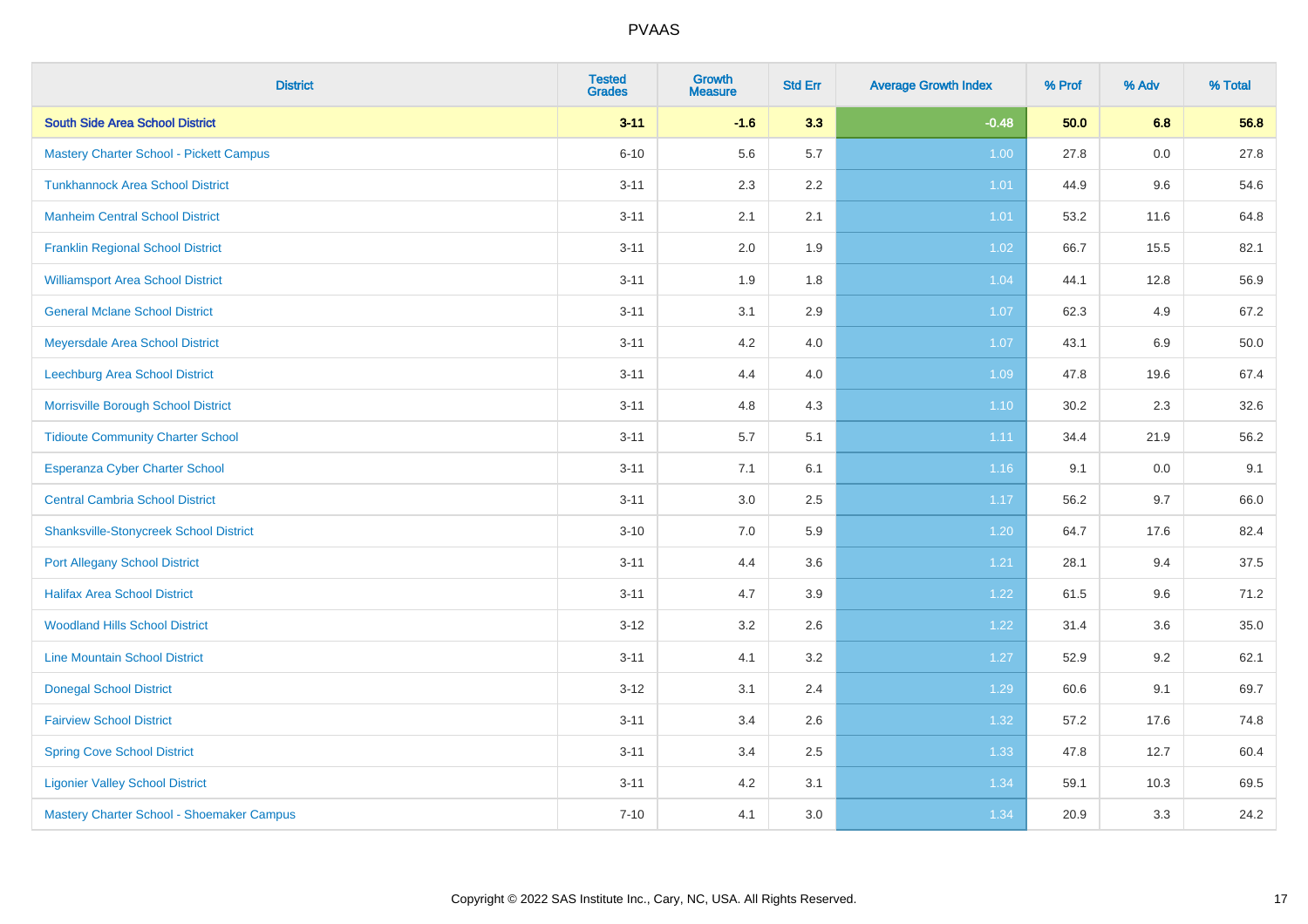PVAAS

| District | Tested Grades | Growth Measure | Std Err | Average Growth Index | % Prof | % Adv | % Total |
|---|---|---|---|---|---|---|---|
| **South Side Area School District** | **3-11** | **-1.6** | **3.3** | **-0.48** | **50.0** | **6.8** | **56.8** |
| Mastery Charter School - Pickett Campus | 6-10 | 5.6 | 5.7 | 1.00 | 27.8 | 0.0 | 27.8 |
| Tunkhannock Area School District | 3-11 | 2.3 | 2.2 | 1.01 | 44.9 | 9.6 | 54.6 |
| Manheim Central School District | 3-11 | 2.1 | 2.1 | 1.01 | 53.2 | 11.6 | 64.8 |
| Franklin Regional School District | 3-11 | 2.0 | 1.9 | 1.02 | 66.7 | 15.5 | 82.1 |
| Williamsport Area School District | 3-11 | 1.9 | 1.8 | 1.04 | 44.1 | 12.8 | 56.9 |
| General Mclane School District | 3-11 | 3.1 | 2.9 | 1.07 | 62.3 | 4.9 | 67.2 |
| Meyersdale Area School District | 3-11 | 4.2 | 4.0 | 1.07 | 43.1 | 6.9 | 50.0 |
| Leechburg Area School District | 3-11 | 4.4 | 4.0 | 1.09 | 47.8 | 19.6 | 67.4 |
| Morrisville Borough School District | 3-11 | 4.8 | 4.3 | 1.10 | 30.2 | 2.3 | 32.6 |
| Tidioute Community Charter School | 3-11 | 5.7 | 5.1 | 1.11 | 34.4 | 21.9 | 56.2 |
| Esperanza Cyber Charter School | 3-11 | 7.1 | 6.1 | 1.16 | 9.1 | 0.0 | 9.1 |
| Central Cambria School District | 3-11 | 3.0 | 2.5 | 1.17 | 56.2 | 9.7 | 66.0 |
| Shanksville-Stonycreek School District | 3-10 | 7.0 | 5.9 | 1.20 | 64.7 | 17.6 | 82.4 |
| Port Allegany School District | 3-11 | 4.4 | 3.6 | 1.21 | 28.1 | 9.4 | 37.5 |
| Halifax Area School District | 3-11 | 4.7 | 3.9 | 1.22 | 61.5 | 9.6 | 71.2 |
| Woodland Hills School District | 3-12 | 3.2 | 2.6 | 1.22 | 31.4 | 3.6 | 35.0 |
| Line Mountain School District | 3-11 | 4.1 | 3.2 | 1.27 | 52.9 | 9.2 | 62.1 |
| Donegal School District | 3-12 | 3.1 | 2.4 | 1.29 | 60.6 | 9.1 | 69.7 |
| Fairview School District | 3-11 | 3.4 | 2.6 | 1.32 | 57.2 | 17.6 | 74.8 |
| Spring Cove School District | 3-11 | 3.4 | 2.5 | 1.33 | 47.8 | 12.7 | 60.4 |
| Ligonier Valley School District | 3-11 | 4.2 | 3.1 | 1.34 | 59.1 | 10.3 | 69.5 |
| Mastery Charter School - Shoemaker Campus | 7-10 | 4.1 | 3.0 | 1.34 | 20.9 | 3.3 | 24.2 |

Copyright © 2022 SAS Institute Inc., Cary, NC, USA. All Rights Reserved.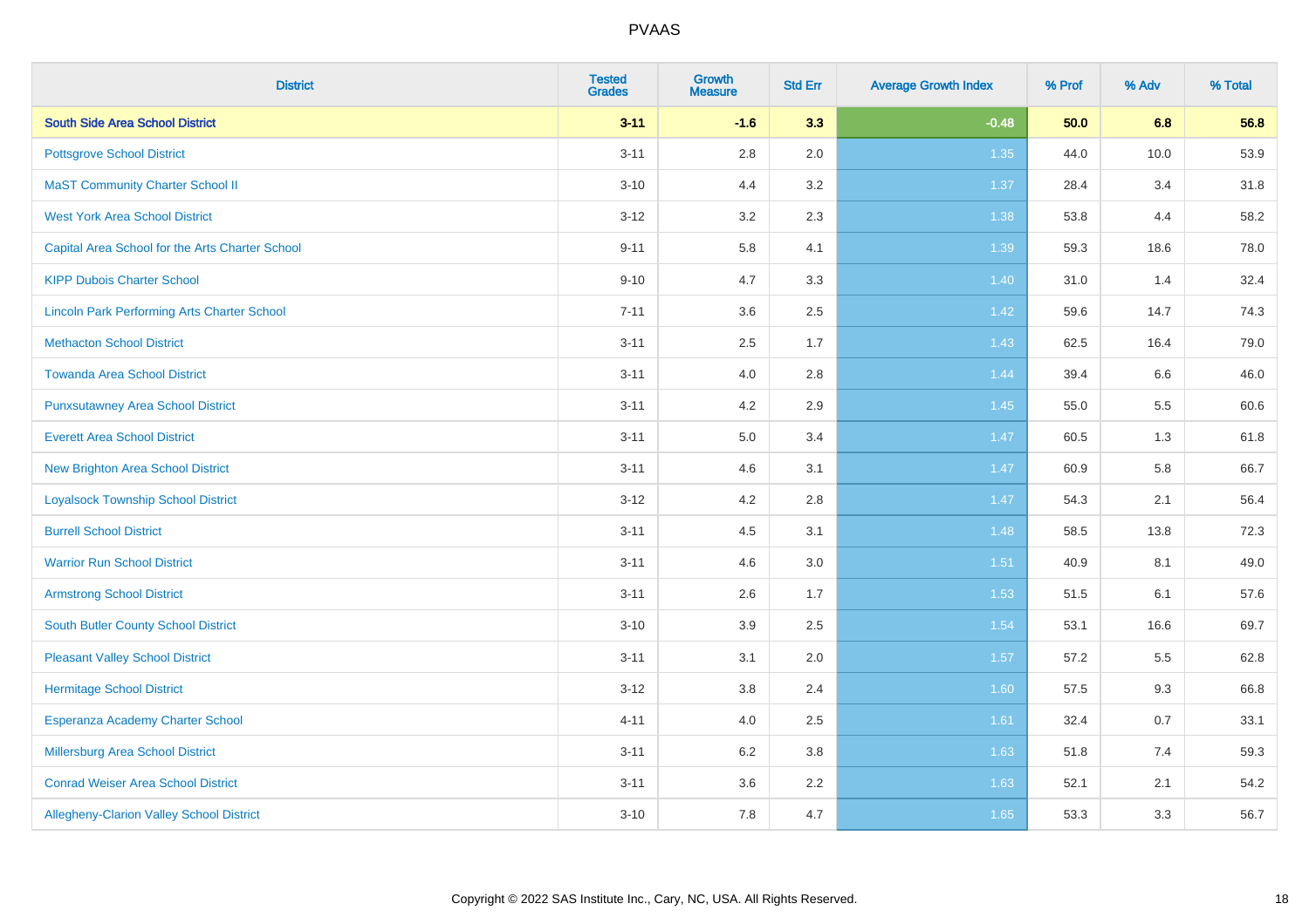| District | Tested Grades | Growth Measure | Std Err | Average Growth Index | % Prof | % Adv | % Total |
|---|---|---|---|---|---|---|---|
| **South Side Area School District** | **3-11** | **-1.6** | **3.3** | **-0.48** | **50.0** | **6.8** | **56.8** |
| Pottsgrove School District | 3-11 | 2.8 | 2.0 | 1.35 | 44.0 | 10.0 | 53.9 |
| MaST Community Charter School II | 3-10 | 4.4 | 3.2 | 1.37 | 28.4 | 3.4 | 31.8 |
| West York Area School District | 3-12 | 3.2 | 2.3 | 1.38 | 53.8 | 4.4 | 58.2 |
| Capital Area School for the Arts Charter School | 9-11 | 5.8 | 4.1 | 1.39 | 59.3 | 18.6 | 78.0 |
| KIPP Dubois Charter School | 9-10 | 4.7 | 3.3 | 1.40 | 31.0 | 1.4 | 32.4 |
| Lincoln Park Performing Arts Charter School | 7-11 | 3.6 | 2.5 | 1.42 | 59.6 | 14.7 | 74.3 |
| Methacton School District | 3-11 | 2.5 | 1.7 | 1.43 | 62.5 | 16.4 | 79.0 |
| Towanda Area School District | 3-11 | 4.0 | 2.8 | 1.44 | 39.4 | 6.6 | 46.0 |
| Punxsutawney Area School District | 3-11 | 4.2 | 2.9 | 1.45 | 55.0 | 5.5 | 60.6 |
| Everett Area School District | 3-11 | 5.0 | 3.4 | 1.47 | 60.5 | 1.3 | 61.8 |
| New Brighton Area School District | 3-11 | 4.6 | 3.1 | 1.47 | 60.9 | 5.8 | 66.7 |
| Loyalsock Township School District | 3-12 | 4.2 | 2.8 | 1.47 | 54.3 | 2.1 | 56.4 |
| Burrell School District | 3-11 | 4.5 | 3.1 | 1.48 | 58.5 | 13.8 | 72.3 |
| Warrior Run School District | 3-11 | 4.6 | 3.0 | 1.51 | 40.9 | 8.1 | 49.0 |
| Armstrong School District | 3-11 | 2.6 | 1.7 | 1.53 | 51.5 | 6.1 | 57.6 |
| South Butler County School District | 3-10 | 3.9 | 2.5 | 1.54 | 53.1 | 16.6 | 69.7 |
| Pleasant Valley School District | 3-11 | 3.1 | 2.0 | 1.57 | 57.2 | 5.5 | 62.8 |
| Hermitage School District | 3-12 | 3.8 | 2.4 | 1.60 | 57.5 | 9.3 | 66.8 |
| Esperanza Academy Charter School | 4-11 | 4.0 | 2.5 | 1.61 | 32.4 | 0.7 | 33.1 |
| Millersburg Area School District | 3-11 | 6.2 | 3.8 | 1.63 | 51.8 | 7.4 | 59.3 |
| Conrad Weiser Area School District | 3-11 | 3.6 | 2.2 | 1.63 | 52.1 | 2.1 | 54.2 |
| Allegheny-Clarion Valley School District | 3-10 | 7.8 | 4.7 | 1.65 | 53.3 | 3.3 | 56.7 |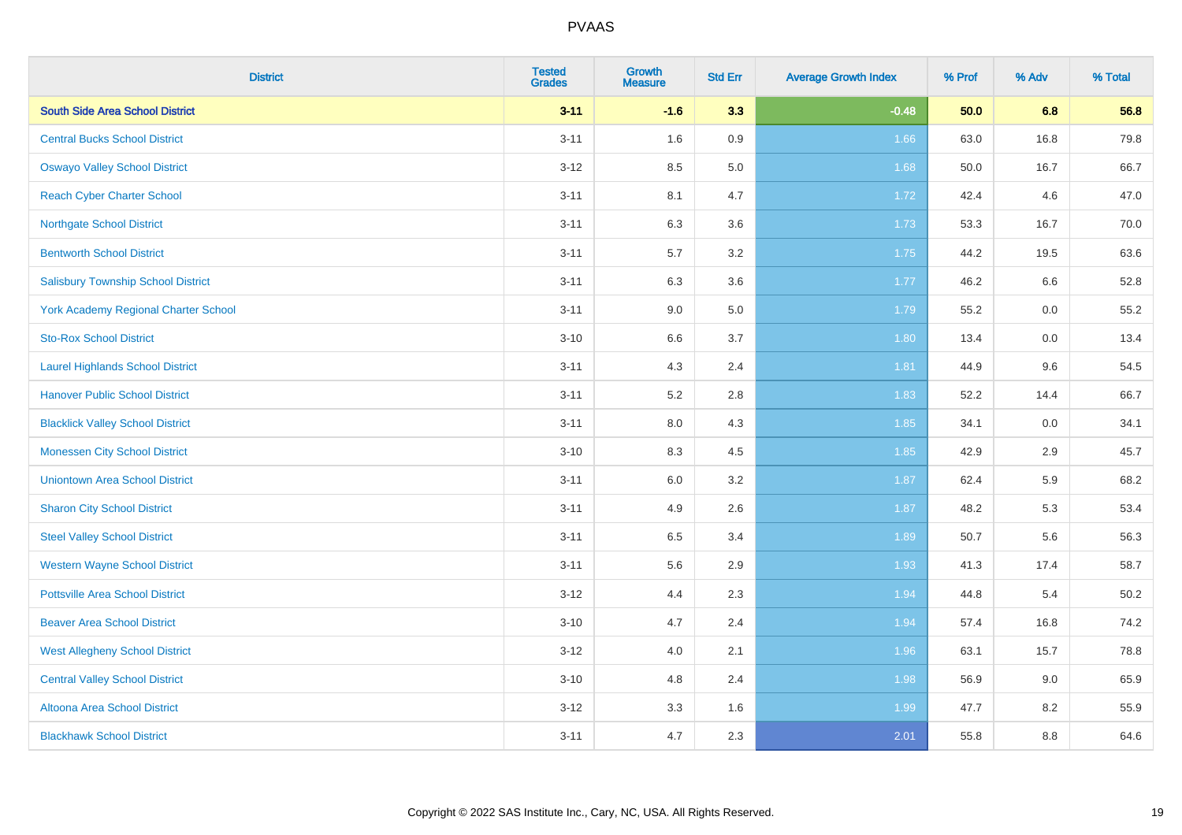PVAAS

| District | Tested Grades | Growth Measure | Std Err | Average Growth Index | % Prof | % Adv | % Total |
|---|---|---|---|---|---|---|---|
| **South Side Area School District** | **3-11** | **-1.6** | **3.3** | **-0.48** | **50.0** | **6.8** | **56.8** |
| Central Bucks School District | 3-11 | 1.6 | 0.9 | 1.66 | 63.0 | 16.8 | 79.8 |
| Oswayo Valley School District | 3-12 | 8.5 | 5.0 | 1.68 | 50.0 | 16.7 | 66.7 |
| Reach Cyber Charter School | 3-11 | 8.1 | 4.7 | 1.72 | 42.4 | 4.6 | 47.0 |
| Northgate School District | 3-11 | 6.3 | 3.6 | 1.73 | 53.3 | 16.7 | 70.0 |
| Bentworth School District | 3-11 | 5.7 | 3.2 | 1.75 | 44.2 | 19.5 | 63.6 |
| Salisbury Township School District | 3-11 | 6.3 | 3.6 | 1.77 | 46.2 | 6.6 | 52.8 |
| York Academy Regional Charter School | 3-11 | 9.0 | 5.0 | 1.79 | 55.2 | 0.0 | 55.2 |
| Sto-Rox School District | 3-10 | 6.6 | 3.7 | 1.80 | 13.4 | 0.0 | 13.4 |
| Laurel Highlands School District | 3-11 | 4.3 | 2.4 | 1.81 | 44.9 | 9.6 | 54.5 |
| Hanover Public School District | 3-11 | 5.2 | 2.8 | 1.83 | 52.2 | 14.4 | 66.7 |
| Blacklick Valley School District | 3-11 | 8.0 | 4.3 | 1.85 | 34.1 | 0.0 | 34.1 |
| Monessen City School District | 3-10 | 8.3 | 4.5 | 1.85 | 42.9 | 2.9 | 45.7 |
| Uniontown Area School District | 3-11 | 6.0 | 3.2 | 1.87 | 62.4 | 5.9 | 68.2 |
| Sharon City School District | 3-11 | 4.9 | 2.6 | 1.87 | 48.2 | 5.3 | 53.4 |
| Steel Valley School District | 3-11 | 6.5 | 3.4 | 1.89 | 50.7 | 5.6 | 56.3 |
| Western Wayne School District | 3-11 | 5.6 | 2.9 | 1.93 | 41.3 | 17.4 | 58.7 |
| Pottsville Area School District | 3-12 | 4.4 | 2.3 | 1.94 | 44.8 | 5.4 | 50.2 |
| Beaver Area School District | 3-10 | 4.7 | 2.4 | 1.94 | 57.4 | 16.8 | 74.2 |
| West Allegheny School District | 3-12 | 4.0 | 2.1 | 1.96 | 63.1 | 15.7 | 78.8 |
| Central Valley School District | 3-10 | 4.8 | 2.4 | 1.98 | 56.9 | 9.0 | 65.9 |
| Altoona Area School District | 3-12 | 3.3 | 1.6 | 1.99 | 47.7 | 8.2 | 55.9 |
| Blackhawk School District | 3-11 | 4.7 | 2.3 | 2.01 | 55.8 | 8.8 | 64.6 |

Copyright © 2022 SAS Institute Inc., Cary, NC, USA. All Rights Reserved.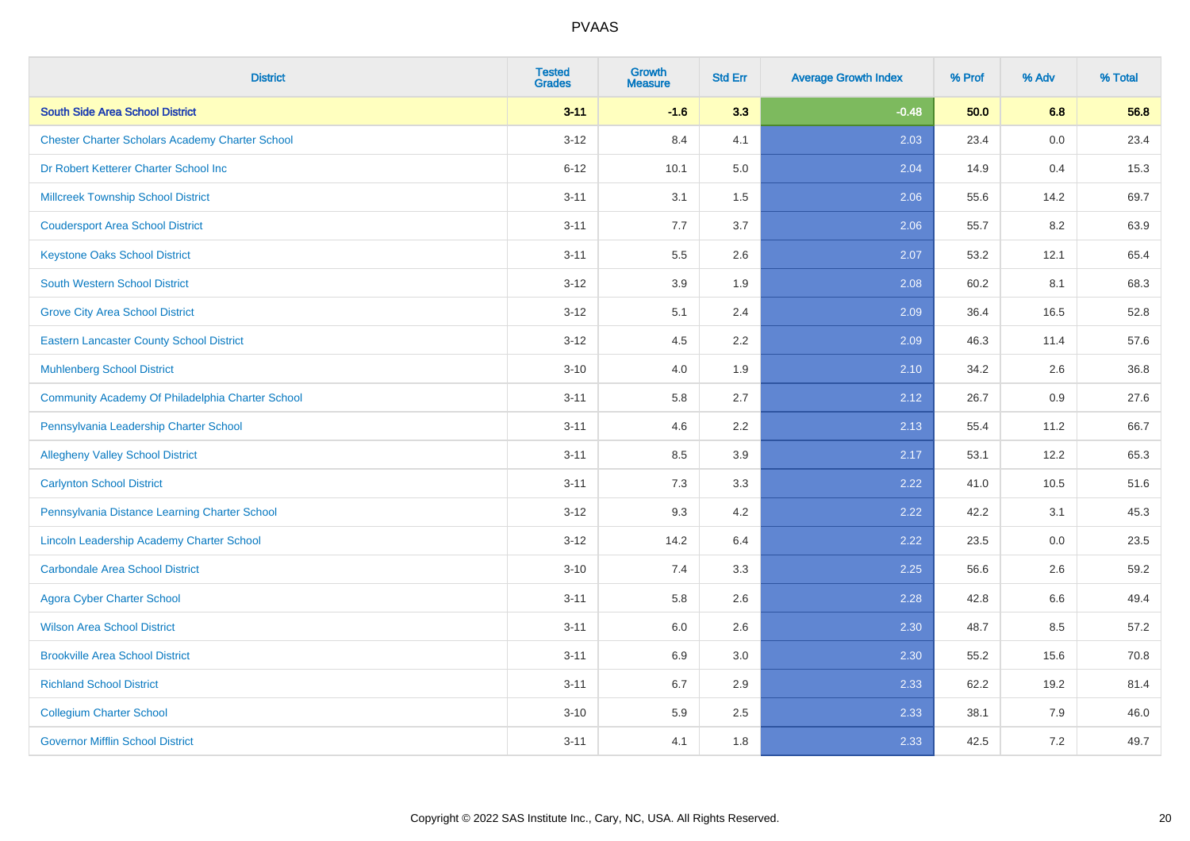# PVAAS

| District | Tested Grades | Growth Measure | Std Err | Average Growth Index | % Prof | % Adv | % Total |
|---|---|---|---|---|---|---|---|
| **South Side Area School District** | **3-11** | **-1.6** | **3.3** | **-0.48** | **50.0** | **6.8** | **56.8** |
| Chester Charter Scholars Academy Charter School | 3-12 | 8.4 | 4.1 | 2.03 | 23.4 | 0.0 | 23.4 |
| Dr Robert Ketterer Charter School Inc | 6-12 | 10.1 | 5.0 | 2.04 | 14.9 | 0.4 | 15.3 |
| Millcreek Township School District | 3-11 | 3.1 | 1.5 | 2.06 | 55.6 | 14.2 | 69.7 |
| Coudersport Area School District | 3-11 | 7.7 | 3.7 | 2.06 | 55.7 | 8.2 | 63.9 |
| Keystone Oaks School District | 3-11 | 5.5 | 2.6 | 2.07 | 53.2 | 12.1 | 65.4 |
| South Western School District | 3-12 | 3.9 | 1.9 | 2.08 | 60.2 | 8.1 | 68.3 |
| Grove City Area School District | 3-12 | 5.1 | 2.4 | 2.09 | 36.4 | 16.5 | 52.8 |
| Eastern Lancaster County School District | 3-12 | 4.5 | 2.2 | 2.09 | 46.3 | 11.4 | 57.6 |
| Muhlenberg School District | 3-10 | 4.0 | 1.9 | 2.10 | 34.2 | 2.6 | 36.8 |
| Community Academy Of Philadelphia Charter School | 3-11 | 5.8 | 2.7 | 2.12 | 26.7 | 0.9 | 27.6 |
| Pennsylvania Leadership Charter School | 3-11 | 4.6 | 2.2 | 2.13 | 55.4 | 11.2 | 66.7 |
| Allegheny Valley School District | 3-11 | 8.5 | 3.9 | 2.17 | 53.1 | 12.2 | 65.3 |
| Carlynton School District | 3-11 | 7.3 | 3.3 | 2.22 | 41.0 | 10.5 | 51.6 |
| Pennsylvania Distance Learning Charter School | 3-12 | 9.3 | 4.2 | 2.22 | 42.2 | 3.1 | 45.3 |
| Lincoln Leadership Academy Charter School | 3-12 | 14.2 | 6.4 | 2.22 | 23.5 | 0.0 | 23.5 |
| Carbondale Area School District | 3-10 | 7.4 | 3.3 | 2.25 | 56.6 | 2.6 | 59.2 |
| Agora Cyber Charter School | 3-11 | 5.8 | 2.6 | 2.28 | 42.8 | 6.6 | 49.4 |
| Wilson Area School District | 3-11 | 6.0 | 2.6 | 2.30 | 48.7 | 8.5 | 57.2 |
| Brookville Area School District | 3-11 | 6.9 | 3.0 | 2.30 | 55.2 | 15.6 | 70.8 |
| Richland School District | 3-11 | 6.7 | 2.9 | 2.33 | 62.2 | 19.2 | 81.4 |
| Collegium Charter School | 3-10 | 5.9 | 2.5 | 2.33 | 38.1 | 7.9 | 46.0 |
| Governor Mifflin School District | 3-11 | 4.1 | 1.8 | 2.33 | 42.5 | 7.2 | 49.7 |

Copyright © 2022 SAS Institute Inc., Cary, NC, USA. All Rights Reserved.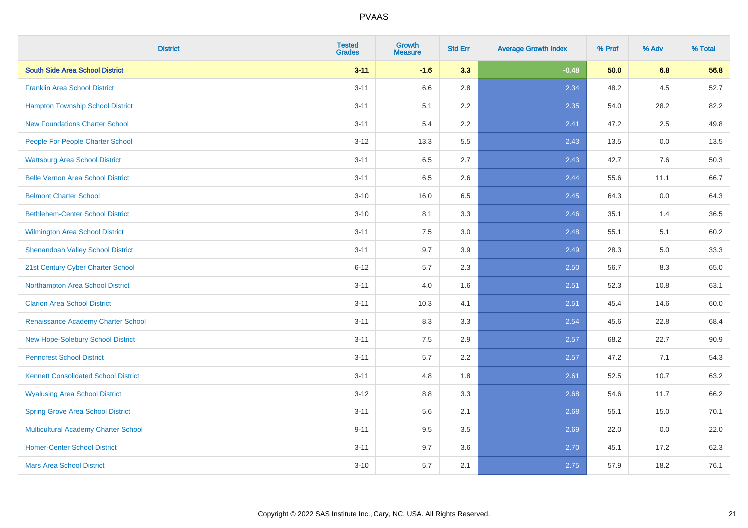| District | Tested Grades | Growth Measure | Std Err | Average Growth Index | % Prof | % Adv | % Total |
|---|---|---|---|---|---|---|---|
| **South Side Area School District** | **3-11** | **-1.6** | **3.3** | **-0.48** | **50.0** | **6.8** | **56.8** |
| Franklin Area School District | 3-11 | 6.6 | 2.8 | 2.34 | 48.2 | 4.5 | 52.7 |
| Hampton Township School District | 3-11 | 5.1 | 2.2 | 2.35 | 54.0 | 28.2 | 82.2 |
| New Foundations Charter School | 3-11 | 5.4 | 2.2 | 2.41 | 47.2 | 2.5 | 49.8 |
| People For People Charter School | 3-12 | 13.3 | 5.5 | 2.43 | 13.5 | 0.0 | 13.5 |
| Wattsburg Area School District | 3-11 | 6.5 | 2.7 | 2.43 | 42.7 | 7.6 | 50.3 |
| Belle Vernon Area School District | 3-11 | 6.5 | 2.6 | 2.44 | 55.6 | 11.1 | 66.7 |
| Belmont Charter School | 3-10 | 16.0 | 6.5 | 2.45 | 64.3 | 0.0 | 64.3 |
| Bethlehem-Center School District | 3-10 | 8.1 | 3.3 | 2.46 | 35.1 | 1.4 | 36.5 |
| Wilmington Area School District | 3-11 | 7.5 | 3.0 | 2.48 | 55.1 | 5.1 | 60.2 |
| Shenandoah Valley School District | 3-11 | 9.7 | 3.9 | 2.49 | 28.3 | 5.0 | 33.3 |
| 21st Century Cyber Charter School | 6-12 | 5.7 | 2.3 | 2.50 | 56.7 | 8.3 | 65.0 |
| Northampton Area School District | 3-11 | 4.0 | 1.6 | 2.51 | 52.3 | 10.8 | 63.1 |
| Clarion Area School District | 3-11 | 10.3 | 4.1 | 2.51 | 45.4 | 14.6 | 60.0 |
| Renaissance Academy Charter School | 3-11 | 8.3 | 3.3 | 2.54 | 45.6 | 22.8 | 68.4 |
| New Hope-Solebury School District | 3-11 | 7.5 | 2.9 | 2.57 | 68.2 | 22.7 | 90.9 |
| Penncrest School District | 3-11 | 5.7 | 2.2 | 2.57 | 47.2 | 7.1 | 54.3 |
| Kennett Consolidated School District | 3-11 | 4.8 | 1.8 | 2.61 | 52.5 | 10.7 | 63.2 |
| Wyalusing Area School District | 3-12 | 8.8 | 3.3 | 2.68 | 54.6 | 11.7 | 66.2 |
| Spring Grove Area School District | 3-11 | 5.6 | 2.1 | 2.68 | 55.1 | 15.0 | 70.1 |
| Multicultural Academy Charter School | 9-11 | 9.5 | 3.5 | 2.69 | 22.0 | 0.0 | 22.0 |
| Homer-Center School District | 3-11 | 9.7 | 3.6 | 2.70 | 45.1 | 17.2 | 62.3 |
| Mars Area School District | 3-10 | 5.7 | 2.1 | 2.75 | 57.9 | 18.2 | 76.1 |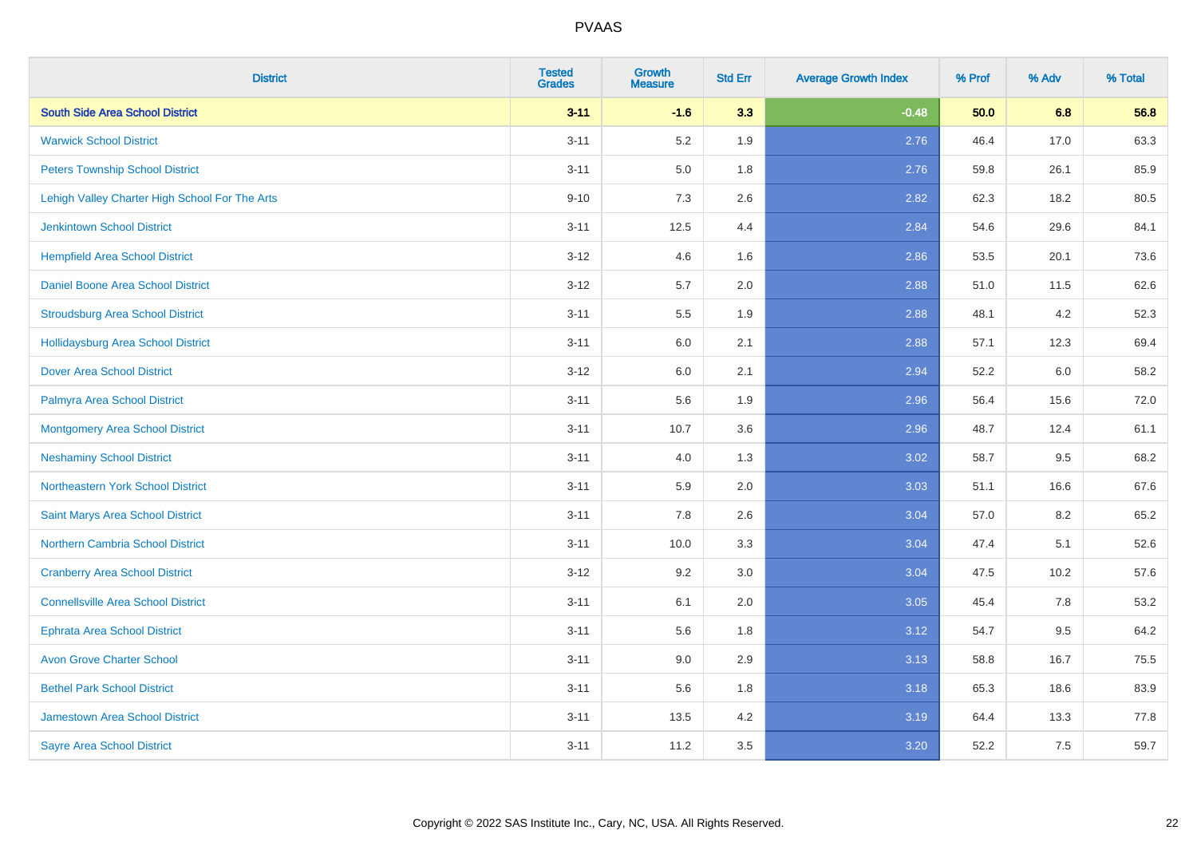| District | Tested Grades | Growth Measure | Std Err | Average Growth Index | % Prof | % Adv | % Total |
|---|---|---|---|---|---|---|---|
| **South Side Area School District** | **3-11** | **-1.6** | **3.3** | **-0.48** | **50.0** | **6.8** | **56.8** |
| Warwick School District | 3-11 | 5.2 | 1.9 | 2.76 | 46.4 | 17.0 | 63.3 |
| Peters Township School District | 3-11 | 5.0 | 1.8 | 2.76 | 59.8 | 26.1 | 85.9 |
| Lehigh Valley Charter High School For The Arts | 9-10 | 7.3 | 2.6 | 2.82 | 62.3 | 18.2 | 80.5 |
| Jenkintown School District | 3-11 | 12.5 | 4.4 | 2.84 | 54.6 | 29.6 | 84.1 |
| Hempfield Area School District | 3-12 | 4.6 | 1.6 | 2.86 | 53.5 | 20.1 | 73.6 |
| Daniel Boone Area School District | 3-12 | 5.7 | 2.0 | 2.88 | 51.0 | 11.5 | 62.6 |
| Stroudsburg Area School District | 3-11 | 5.5 | 1.9 | 2.88 | 48.1 | 4.2 | 52.3 |
| Hollidaysburg Area School District | 3-11 | 6.0 | 2.1 | 2.88 | 57.1 | 12.3 | 69.4 |
| Dover Area School District | 3-12 | 6.0 | 2.1 | 2.94 | 52.2 | 6.0 | 58.2 |
| Palmyra Area School District | 3-11 | 5.6 | 1.9 | 2.96 | 56.4 | 15.6 | 72.0 |
| Montgomery Area School District | 3-11 | 10.7 | 3.6 | 2.96 | 48.7 | 12.4 | 61.1 |
| Neshaminy School District | 3-11 | 4.0 | 1.3 | 3.02 | 58.7 | 9.5 | 68.2 |
| Northeastern York School District | 3-11 | 5.9 | 2.0 | 3.03 | 51.1 | 16.6 | 67.6 |
| Saint Marys Area School District | 3-11 | 7.8 | 2.6 | 3.04 | 57.0 | 8.2 | 65.2 |
| Northern Cambria School District | 3-11 | 10.0 | 3.3 | 3.04 | 47.4 | 5.1 | 52.6 |
| Cranberry Area School District | 3-12 | 9.2 | 3.0 | 3.04 | 47.5 | 10.2 | 57.6 |
| Connellsville Area School District | 3-11 | 6.1 | 2.0 | 3.05 | 45.4 | 7.8 | 53.2 |
| Ephrata Area School District | 3-11 | 5.6 | 1.8 | 3.12 | 54.7 | 9.5 | 64.2 |
| Avon Grove Charter School | 3-11 | 9.0 | 2.9 | 3.13 | 58.8 | 16.7 | 75.5 |
| Bethel Park School District | 3-11 | 5.6 | 1.8 | 3.18 | 65.3 | 18.6 | 83.9 |
| Jamestown Area School District | 3-11 | 13.5 | 4.2 | 3.19 | 64.4 | 13.3 | 77.8 |
| Sayre Area School District | 3-11 | 11.2 | 3.5 | 3.20 | 52.2 | 7.5 | 59.7 |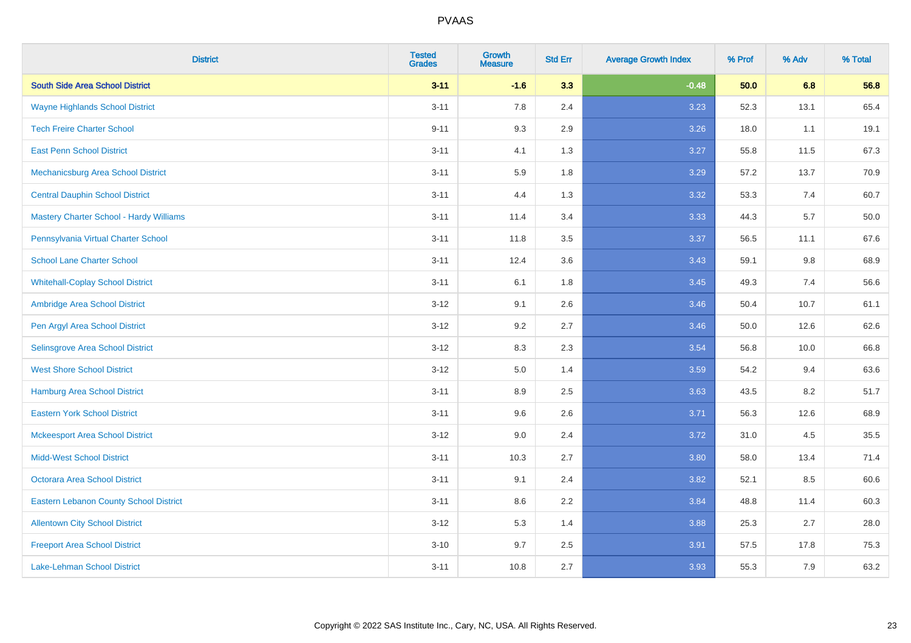| District | Tested Grades | Growth Measure | Std Err | Average Growth Index | % Prof | % Adv | % Total |
|---|---|---|---|---|---|---|---|
| **South Side Area School District** | **3-11** | **-1.6** | **3.3** | **-0.48** | **50.0** | **6.8** | **56.8** |
| Wayne Highlands School District | 3-11 | 7.8 | 2.4 | 3.23 | 52.3 | 13.1 | 65.4 |
| Tech Freire Charter School | 9-11 | 9.3 | 2.9 | 3.26 | 18.0 | 1.1 | 19.1 |
| East Penn School District | 3-11 | 4.1 | 1.3 | 3.27 | 55.8 | 11.5 | 67.3 |
| Mechanicsburg Area School District | 3-11 | 5.9 | 1.8 | 3.29 | 57.2 | 13.7 | 70.9 |
| Central Dauphin School District | 3-11 | 4.4 | 1.3 | 3.32 | 53.3 | 7.4 | 60.7 |
| Mastery Charter School - Hardy Williams | 3-11 | 11.4 | 3.4 | 3.33 | 44.3 | 5.7 | 50.0 |
| Pennsylvania Virtual Charter School | 3-11 | 11.8 | 3.5 | 3.37 | 56.5 | 11.1 | 67.6 |
| School Lane Charter School | 3-11 | 12.4 | 3.6 | 3.43 | 59.1 | 9.8 | 68.9 |
| Whitehall-Coplay School District | 3-11 | 6.1 | 1.8 | 3.45 | 49.3 | 7.4 | 56.6 |
| Ambridge Area School District | 3-12 | 9.1 | 2.6 | 3.46 | 50.4 | 10.7 | 61.1 |
| Pen Argyl Area School District | 3-12 | 9.2 | 2.7 | 3.46 | 50.0 | 12.6 | 62.6 |
| Selinsgrove Area School District | 3-12 | 8.3 | 2.3 | 3.54 | 56.8 | 10.0 | 66.8 |
| West Shore School District | 3-12 | 5.0 | 1.4 | 3.59 | 54.2 | 9.4 | 63.6 |
| Hamburg Area School District | 3-11 | 8.9 | 2.5 | 3.63 | 43.5 | 8.2 | 51.7 |
| Eastern York School District | 3-11 | 9.6 | 2.6 | 3.71 | 56.3 | 12.6 | 68.9 |
| Mckeesport Area School District | 3-12 | 9.0 | 2.4 | 3.72 | 31.0 | 4.5 | 35.5 |
| Midd-West School District | 3-11 | 10.3 | 2.7 | 3.80 | 58.0 | 13.4 | 71.4 |
| Octorara Area School District | 3-11 | 9.1 | 2.4 | 3.82 | 52.1 | 8.5 | 60.6 |
| Eastern Lebanon County School District | 3-11 | 8.6 | 2.2 | 3.84 | 48.8 | 11.4 | 60.3 |
| Allentown City School District | 3-12 | 5.3 | 1.4 | 3.88 | 25.3 | 2.7 | 28.0 |
| Freeport Area School District | 3-10 | 9.7 | 2.5 | 3.91 | 57.5 | 17.8 | 75.3 |
| Lake-Lehman School District | 3-11 | 10.8 | 2.7 | 3.93 | 55.3 | 7.9 | 63.2 |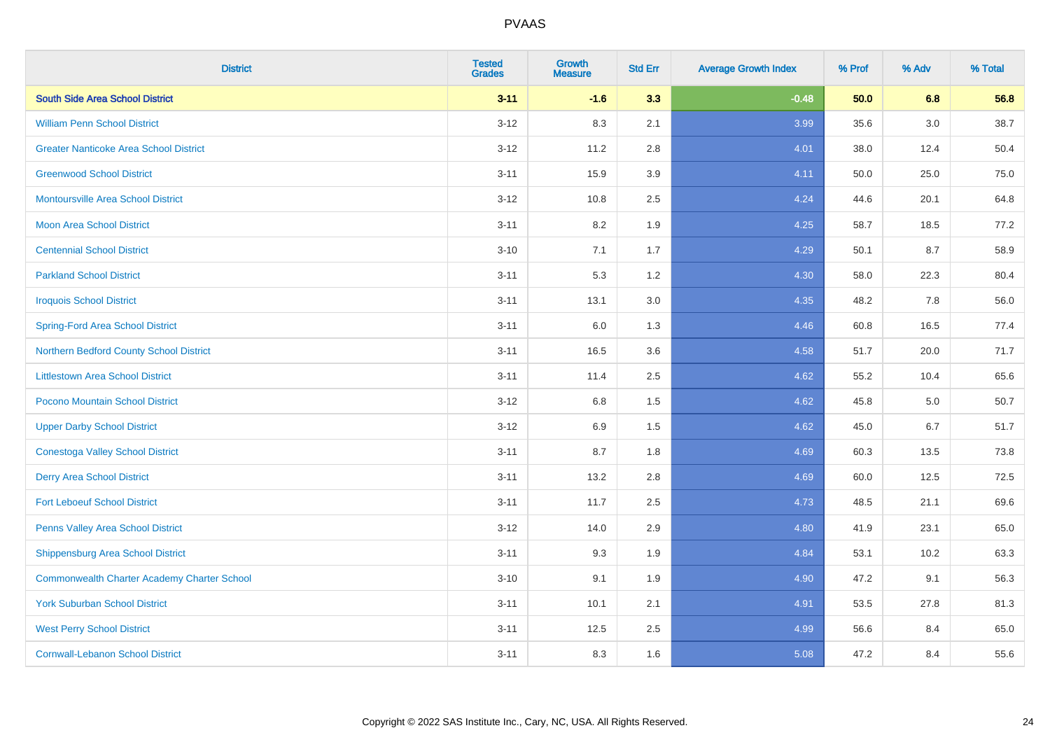| District | Tested Grades | Growth Measure | Std Err | Average Growth Index | % Prof | % Adv | % Total |
|---|---|---|---|---|---|---|---|
| **South Side Area School District** | **3-11** | **-1.6** | **3.3** | **-0.48** | **50.0** | **6.8** | **56.8** |
| William Penn School District | 3-12 | 8.3 | 2.1 | 3.99 | 35.6 | 3.0 | 38.7 |
| Greater Nanticoke Area School District | 3-12 | 11.2 | 2.8 | 4.01 | 38.0 | 12.4 | 50.4 |
| Greenwood School District | 3-11 | 15.9 | 3.9 | 4.11 | 50.0 | 25.0 | 75.0 |
| Montoursville Area School District | 3-12 | 10.8 | 2.5 | 4.24 | 44.6 | 20.1 | 64.8 |
| Moon Area School District | 3-11 | 8.2 | 1.9 | 4.25 | 58.7 | 18.5 | 77.2 |
| Centennial School District | 3-10 | 7.1 | 1.7 | 4.29 | 50.1 | 8.7 | 58.9 |
| Parkland School District | 3-11 | 5.3 | 1.2 | 4.30 | 58.0 | 22.3 | 80.4 |
| Iroquois School District | 3-11 | 13.1 | 3.0 | 4.35 | 48.2 | 7.8 | 56.0 |
| Spring-Ford Area School District | 3-11 | 6.0 | 1.3 | 4.46 | 60.8 | 16.5 | 77.4 |
| Northern Bedford County School District | 3-11 | 16.5 | 3.6 | 4.58 | 51.7 | 20.0 | 71.7 |
| Littlestown Area School District | 3-11 | 11.4 | 2.5 | 4.62 | 55.2 | 10.4 | 65.6 |
| Pocono Mountain School District | 3-12 | 6.8 | 1.5 | 4.62 | 45.8 | 5.0 | 50.7 |
| Upper Darby School District | 3-12 | 6.9 | 1.5 | 4.62 | 45.0 | 6.7 | 51.7 |
| Conestoga Valley School District | 3-11 | 8.7 | 1.8 | 4.69 | 60.3 | 13.5 | 73.8 |
| Derry Area School District | 3-11 | 13.2 | 2.8 | 4.69 | 60.0 | 12.5 | 72.5 |
| Fort Leboeuf School District | 3-11 | 11.7 | 2.5 | 4.73 | 48.5 | 21.1 | 69.6 |
| Penns Valley Area School District | 3-12 | 14.0 | 2.9 | 4.80 | 41.9 | 23.1 | 65.0 |
| Shippensburg Area School District | 3-11 | 9.3 | 1.9 | 4.84 | 53.1 | 10.2 | 63.3 |
| Commonwealth Charter Academy Charter School | 3-10 | 9.1 | 1.9 | 4.90 | 47.2 | 9.1 | 56.3 |
| York Suburban School District | 3-11 | 10.1 | 2.1 | 4.91 | 53.5 | 27.8 | 81.3 |
| West Perry School District | 3-11 | 12.5 | 2.5 | 4.99 | 56.6 | 8.4 | 65.0 |
| Cornwall-Lebanon School District | 3-11 | 8.3 | 1.6 | 5.08 | 47.2 | 8.4 | 55.6 |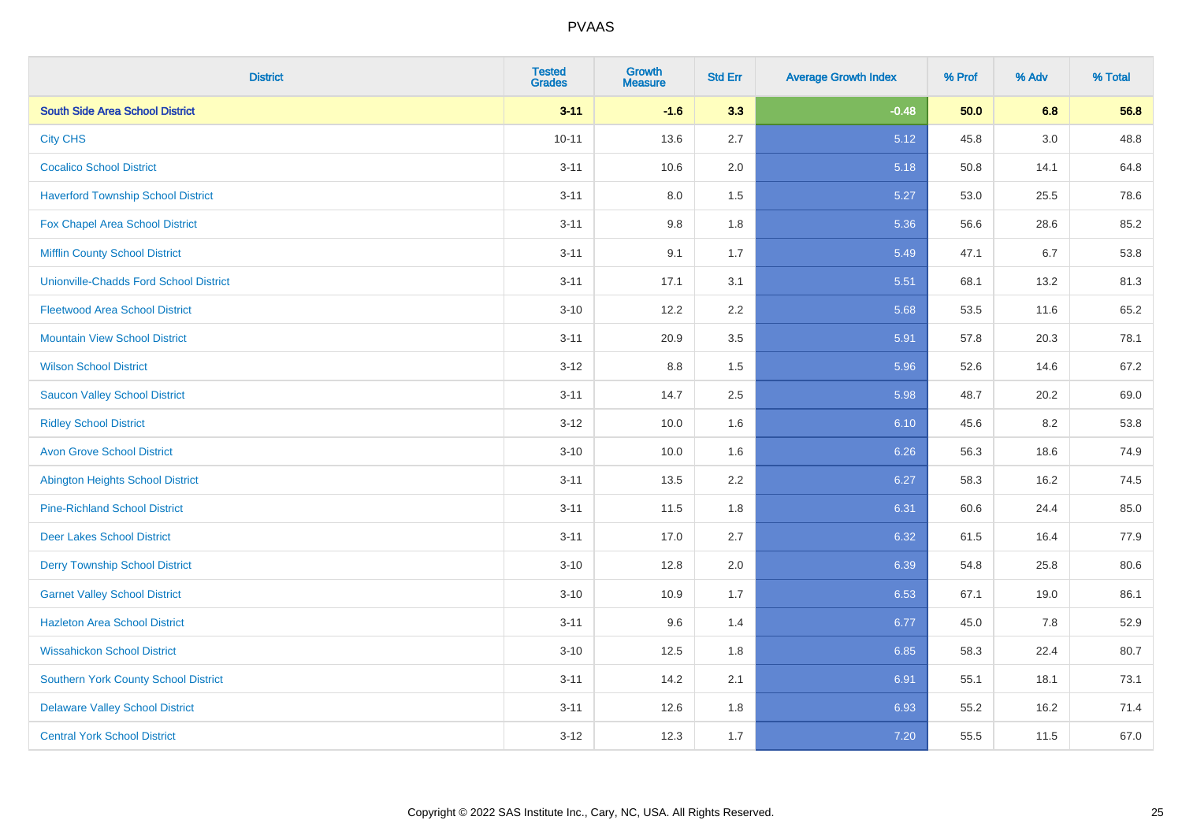# PVAAS

| District | Tested Grades | Growth Measure | Std Err | Average Growth Index | % Prof | % Adv | % Total |
|---|---|---|---|---|---|---|---|
| **South Side Area School District** | **3-11** | **-1.6** | **3.3** | **-0.48** | **50.0** | **6.8** | **56.8** |
| City CHS | 10-11 | 13.6 | 2.7 | 5.12 | 45.8 | 3.0 | 48.8 |
| Cocalico School District | 3-11 | 10.6 | 2.0 | 5.18 | 50.8 | 14.1 | 64.8 |
| Haverford Township School District | 3-11 | 8.0 | 1.5 | 5.27 | 53.0 | 25.5 | 78.6 |
| Fox Chapel Area School District | 3-11 | 9.8 | 1.8 | 5.36 | 56.6 | 28.6 | 85.2 |
| Mifflin County School District | 3-11 | 9.1 | 1.7 | 5.49 | 47.1 | 6.7 | 53.8 |
| Unionville-Chadds Ford School District | 3-11 | 17.1 | 3.1 | 5.51 | 68.1 | 13.2 | 81.3 |
| Fleetwood Area School District | 3-10 | 12.2 | 2.2 | 5.68 | 53.5 | 11.6 | 65.2 |
| Mountain View School District | 3-11 | 20.9 | 3.5 | 5.91 | 57.8 | 20.3 | 78.1 |
| Wilson School District | 3-12 | 8.8 | 1.5 | 5.96 | 52.6 | 14.6 | 67.2 |
| Saucon Valley School District | 3-11 | 14.7 | 2.5 | 5.98 | 48.7 | 20.2 | 69.0 |
| Ridley School District | 3-12 | 10.0 | 1.6 | 6.10 | 45.6 | 8.2 | 53.8 |
| Avon Grove School District | 3-10 | 10.0 | 1.6 | 6.26 | 56.3 | 18.6 | 74.9 |
| Abington Heights School District | 3-11 | 13.5 | 2.2 | 6.27 | 58.3 | 16.2 | 74.5 |
| Pine-Richland School District | 3-11 | 11.5 | 1.8 | 6.31 | 60.6 | 24.4 | 85.0 |
| Deer Lakes School District | 3-11 | 17.0 | 2.7 | 6.32 | 61.5 | 16.4 | 77.9 |
| Derry Township School District | 3-10 | 12.8 | 2.0 | 6.39 | 54.8 | 25.8 | 80.6 |
| Garnet Valley School District | 3-10 | 10.9 | 1.7 | 6.53 | 67.1 | 19.0 | 86.1 |
| Hazleton Area School District | 3-11 | 9.6 | 1.4 | 6.77 | 45.0 | 7.8 | 52.9 |
| Wissahickon School District | 3-10 | 12.5 | 1.8 | 6.85 | 58.3 | 22.4 | 80.7 |
| Southern York County School District | 3-11 | 14.2 | 2.1 | 6.91 | 55.1 | 18.1 | 73.1 |
| Delaware Valley School District | 3-11 | 12.6 | 1.8 | 6.93 | 55.2 | 16.2 | 71.4 |
| Central York School District | 3-12 | 12.3 | 1.7 | 7.20 | 55.5 | 11.5 | 67.0 |

Copyright © 2022 SAS Institute Inc., Cary, NC, USA. All Rights Reserved.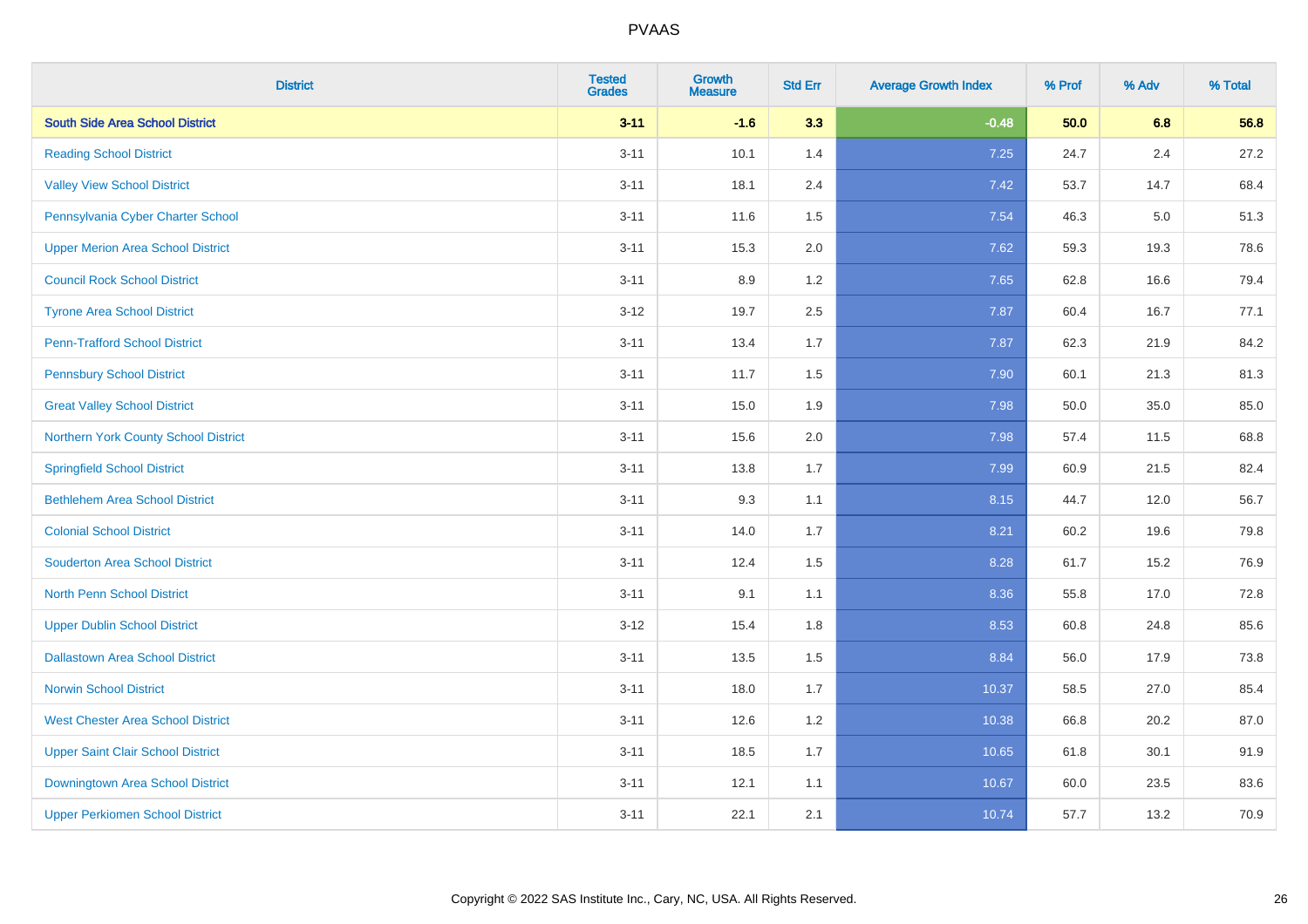| District | Tested Grades | Growth Measure | Std Err | Average Growth Index | % Prof | % Adv | % Total |
|---|---|---|---|---|---|---|---|
| **South Side Area School District** | **3-11** | **-1.6** | **3.3** | **-0.48** | **50.0** | **6.8** | **56.8** |
| Reading School District | 3-11 | 10.1 | 1.4 | 7.25 | 24.7 | 2.4 | 27.2 |
| Valley View School District | 3-11 | 18.1 | 2.4 | 7.42 | 53.7 | 14.7 | 68.4 |
| Pennsylvania Cyber Charter School | 3-11 | 11.6 | 1.5 | 7.54 | 46.3 | 5.0 | 51.3 |
| Upper Merion Area School District | 3-11 | 15.3 | 2.0 | 7.62 | 59.3 | 19.3 | 78.6 |
| Council Rock School District | 3-11 | 8.9 | 1.2 | 7.65 | 62.8 | 16.6 | 79.4 |
| Tyrone Area School District | 3-12 | 19.7 | 2.5 | 7.87 | 60.4 | 16.7 | 77.1 |
| Penn-Trafford School District | 3-11 | 13.4 | 1.7 | 7.87 | 62.3 | 21.9 | 84.2 |
| Pennsbury School District | 3-11 | 11.7 | 1.5 | 7.90 | 60.1 | 21.3 | 81.3 |
| Great Valley School District | 3-11 | 15.0 | 1.9 | 7.98 | 50.0 | 35.0 | 85.0 |
| Northern York County School District | 3-11 | 15.6 | 2.0 | 7.98 | 57.4 | 11.5 | 68.8 |
| Springfield School District | 3-11 | 13.8 | 1.7 | 7.99 | 60.9 | 21.5 | 82.4 |
| Bethlehem Area School District | 3-11 | 9.3 | 1.1 | 8.15 | 44.7 | 12.0 | 56.7 |
| Colonial School District | 3-11 | 14.0 | 1.7 | 8.21 | 60.2 | 19.6 | 79.8 |
| Souderton Area School District | 3-11 | 12.4 | 1.5 | 8.28 | 61.7 | 15.2 | 76.9 |
| North Penn School District | 3-11 | 9.1 | 1.1 | 8.36 | 55.8 | 17.0 | 72.8 |
| Upper Dublin School District | 3-12 | 15.4 | 1.8 | 8.53 | 60.8 | 24.8 | 85.6 |
| Dallastown Area School District | 3-11 | 13.5 | 1.5 | 8.84 | 56.0 | 17.9 | 73.8 |
| Norwin School District | 3-11 | 18.0 | 1.7 | 10.37 | 58.5 | 27.0 | 85.4 |
| West Chester Area School District | 3-11 | 12.6 | 1.2 | 10.38 | 66.8 | 20.2 | 87.0 |
| Upper Saint Clair School District | 3-11 | 18.5 | 1.7 | 10.65 | 61.8 | 30.1 | 91.9 |
| Downingtown Area School District | 3-11 | 12.1 | 1.1 | 10.67 | 60.0 | 23.5 | 83.6 |
| Upper Perkiomen School District | 3-11 | 22.1 | 2.1 | 10.74 | 57.7 | 13.2 | 70.9 |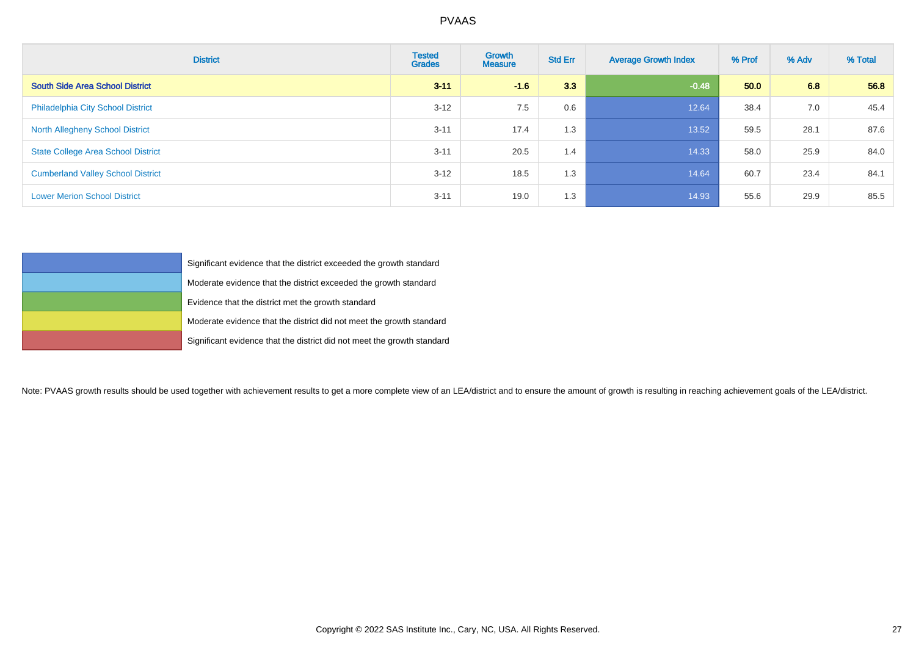# PVAAS

| District | Tested Grades | Growth Measure | Std Err | Average Growth Index | % Prof | % Adv | % Total |
|---|---|---|---|---|---|---|---|
| **South Side Area School District** | **3-11** | **-1.6** | **3.3** | **-0.48** | **50.0** | **6.8** | **56.8** |
| Philadelphia City School District | 3-12 | 7.5 | 0.6 | 12.64 | 38.4 | 7.0 | 45.4 |
| North Allegheny School District | 3-11 | 17.4 | 1.3 | 13.52 | 59.5 | 28.1 | 87.6 |
| State College Area School District | 3-11 | 20.5 | 1.4 | 14.33 | 58.0 | 25.9 | 84.0 |
| Cumberland Valley School District | 3-12 | 18.5 | 1.3 | 14.64 | 60.7 | 23.4 | 84.1 |
| Lower Merion School District | 3-11 | 19.0 | 1.3 | 14.93 | 55.6 | 29.9 | 85.5 |

- Significant evidence that the district exceeded the growth standard
- Moderate evidence that the district exceeded the growth standard
- Evidence that the district met the growth standard
- Moderate evidence that the district did not meet the growth standard
- Significant evidence that the district did not meet the growth standard

Note: PVAAS growth results should be used together with achievement results to get a more complete view of an LEA/district and to ensure the amount of growth is resulting in reaching achievement goals of the LEA/district.

Copyright © 2022 SAS Institute Inc., Cary, NC, USA. All Rights Reserved.